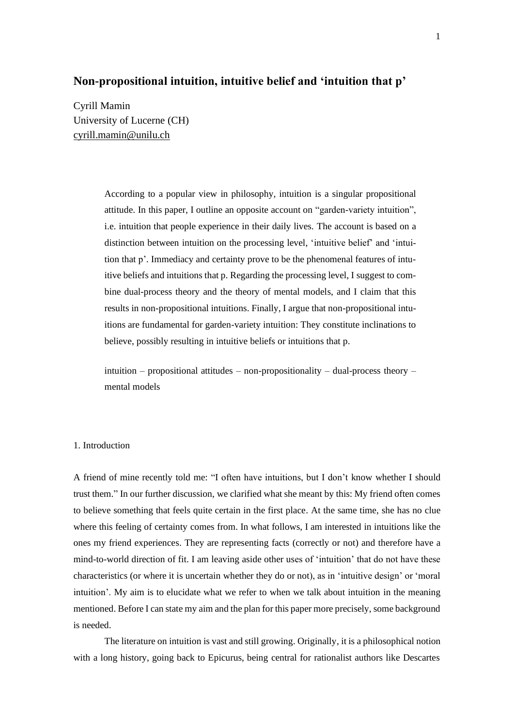# Non-propositional intuition, intuitive belief and 'intuition that p'

Cyrill Mamin
University of Lucerne (CH)
cyrill.mamin@unilu.ch

> According to a popular view in philosophy, intuition is a singular propositional attitude. In this paper, I outline an opposite account on "garden-variety intuition", i.e. intuition that people experience in their daily lives. The account is based on a distinction between intuition on the processing level, 'intuitive belief' and 'intuition that p'. Immediacy and certainty prove to be the phenomenal features of intuitive beliefs and intuitions that p. Regarding the processing level, I suggest to combine dual-process theory and the theory of mental models, and I claim that this results in non-propositional intuitions. Finally, I argue that non-propositional intuitions are fundamental for garden-variety intuition: They constitute inclinations to believe, possibly resulting in intuitive beliefs or intuitions that p.
>
> intuition – propositional attitudes – non-propositionality – dual-process theory – mental models

## 1. Introduction

A friend of mine recently told me: "I often have intuitions, but I don't know whether I should trust them." In our further discussion, we clarified what she meant by this: My friend often comes to believe something that feels quite certain in the first place. At the same time, she has no clue where this feeling of certainty comes from. In what follows, I am interested in intuitions like the ones my friend experiences. They are representing facts (correctly or not) and therefore have a mind-to-world direction of fit. I am leaving aside other uses of 'intuition' that do not have these characteristics (or where it is uncertain whether they do or not), as in 'intuitive design' or 'moral intuition'. My aim is to elucidate what we refer to when we talk about intuition in the meaning mentioned. Before I can state my aim and the plan for this paper more precisely, some background is needed.

The literature on intuition is vast and still growing. Originally, it is a philosophical notion with a long history, going back to Epicurus, being central for rationalist authors like Descartes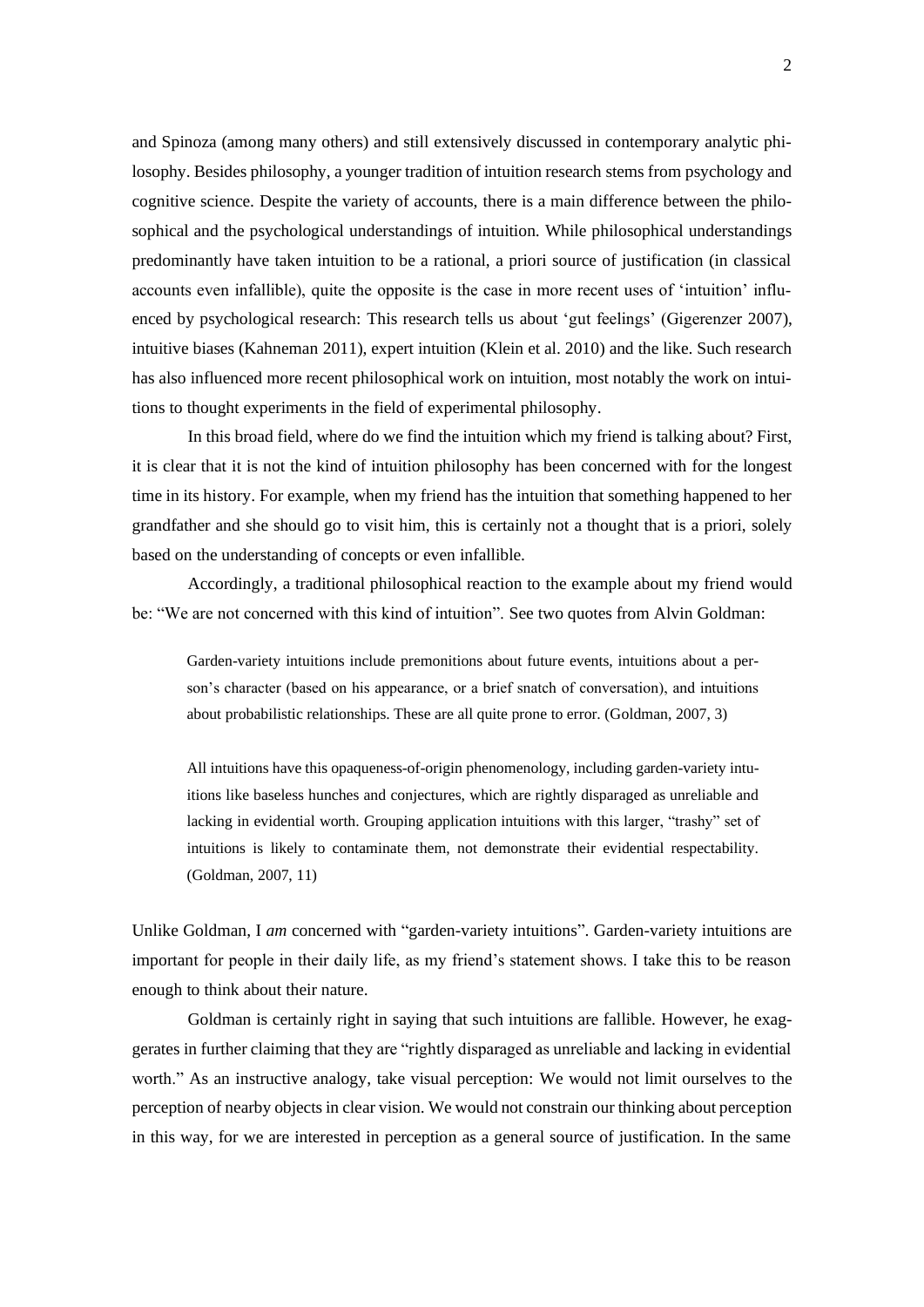and Spinoza (among many others) and still extensively discussed in contemporary analytic philosophy. Besides philosophy, a younger tradition of intuition research stems from psychology and cognitive science. Despite the variety of accounts, there is a main difference between the philosophical and the psychological understandings of intuition. While philosophical understandings predominantly have taken intuition to be a rational, a priori source of justification (in classical accounts even infallible), quite the opposite is the case in more recent uses of 'intuition' influenced by psychological research: This research tells us about 'gut feelings' (Gigerenzer 2007), intuitive biases (Kahneman 2011), expert intuition (Klein et al. 2010) and the like. Such research has also influenced more recent philosophical work on intuition, most notably the work on intuitions to thought experiments in the field of experimental philosophy.

In this broad field, where do we find the intuition which my friend is talking about? First, it is clear that it is not the kind of intuition philosophy has been concerned with for the longest time in its history. For example, when my friend has the intuition that something happened to her grandfather and she should go to visit him, this is certainly not a thought that is a priori, solely based on the understanding of concepts or even infallible.

Accordingly, a traditional philosophical reaction to the example about my friend would be: "We are not concerned with this kind of intuition". See two quotes from Alvin Goldman:

> Garden-variety intuitions include premonitions about future events, intuitions about a person's character (based on his appearance, or a brief snatch of conversation), and intuitions about probabilistic relationships. These are all quite prone to error. (Goldman, 2007, 3)

> All intuitions have this opaqueness-of-origin phenomenology, including garden-variety intuitions like baseless hunches and conjectures, which are rightly disparaged as unreliable and lacking in evidential worth. Grouping application intuitions with this larger, "trashy" set of intuitions is likely to contaminate them, not demonstrate their evidential respectability. (Goldman, 2007, 11)

Unlike Goldman, I *am* concerned with "garden-variety intuitions". Garden-variety intuitions are important for people in their daily life, as my friend's statement shows. I take this to be reason enough to think about their nature.

Goldman is certainly right in saying that such intuitions are fallible. However, he exaggerates in further claiming that they are "rightly disparaged as unreliable and lacking in evidential worth." As an instructive analogy, take visual perception: We would not limit ourselves to the perception of nearby objects in clear vision. We would not constrain our thinking about perception in this way, for we are interested in perception as a general source of justification. In the same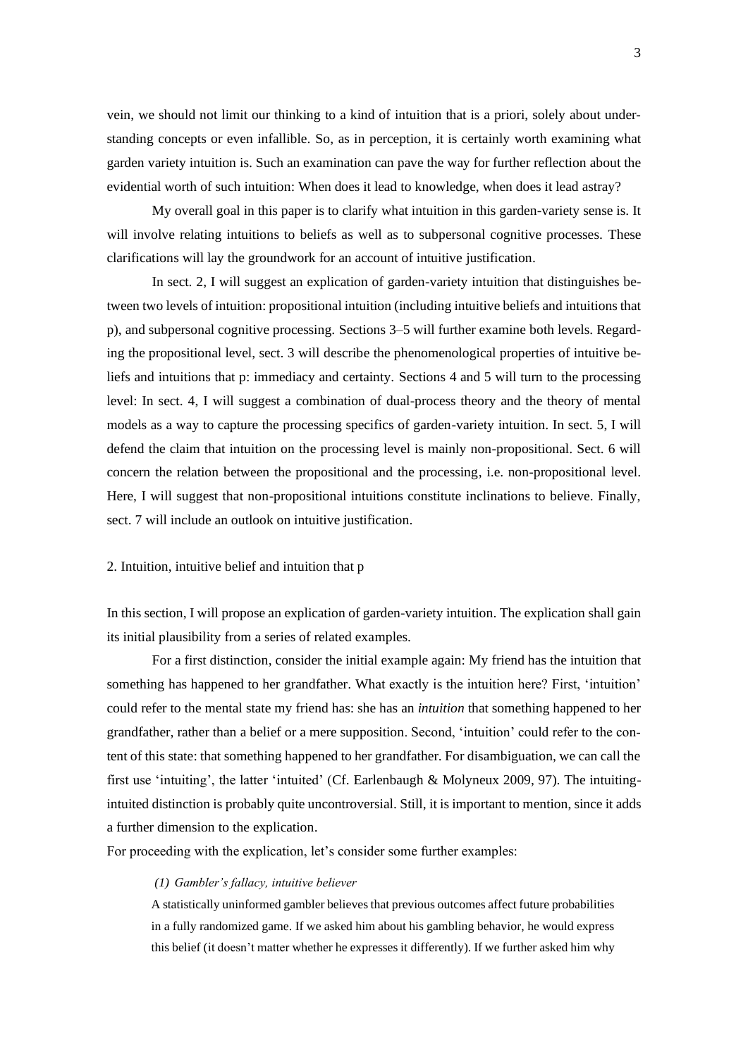vein, we should not limit our thinking to a kind of intuition that is a priori, solely about understanding concepts or even infallible. So, as in perception, it is certainly worth examining what garden variety intuition is. Such an examination can pave the way for further reflection about the evidential worth of such intuition: When does it lead to knowledge, when does it lead astray?

My overall goal in this paper is to clarify what intuition in this garden-variety sense is. It will involve relating intuitions to beliefs as well as to subpersonal cognitive processes. These clarifications will lay the groundwork for an account of intuitive justification.

In sect. 2, I will suggest an explication of garden-variety intuition that distinguishes between two levels of intuition: propositional intuition (including intuitive beliefs and intuitions that p), and subpersonal cognitive processing. Sections 3–5 will further examine both levels. Regarding the propositional level, sect. 3 will describe the phenomenological properties of intuitive beliefs and intuitions that p: immediacy and certainty. Sections 4 and 5 will turn to the processing level: In sect. 4, I will suggest a combination of dual-process theory and the theory of mental models as a way to capture the processing specifics of garden-variety intuition. In sect. 5, I will defend the claim that intuition on the processing level is mainly non-propositional. Sect. 6 will concern the relation between the propositional and the processing, i.e. non-propositional level. Here, I will suggest that non-propositional intuitions constitute inclinations to believe. Finally, sect. 7 will include an outlook on intuitive justification.

## 2. Intuition, intuitive belief and intuition that p

In this section, I will propose an explication of garden-variety intuition. The explication shall gain its initial plausibility from a series of related examples.

For a first distinction, consider the initial example again: My friend has the intuition that something has happened to her grandfather. What exactly is the intuition here? First, 'intuition' could refer to the mental state my friend has: she has an *intuition* that something happened to her grandfather, rather than a belief or a mere supposition. Second, 'intuition' could refer to the content of this state: that something happened to her grandfather. For disambiguation, we can call the first use 'intuiting', the latter 'intuited' (Cf. Earlenbaugh & Molyneux 2009, 97). The intuiting-intuited distinction is probably quite uncontroversial. Still, it is important to mention, since it adds a further dimension to the explication.

For proceeding with the explication, let's consider some further examples:

*(1) Gambler's fallacy, intuitive believer*

A statistically uninformed gambler believes that previous outcomes affect future probabilities in a fully randomized game. If we asked him about his gambling behavior, he would express this belief (it doesn't matter whether he expresses it differently). If we further asked him why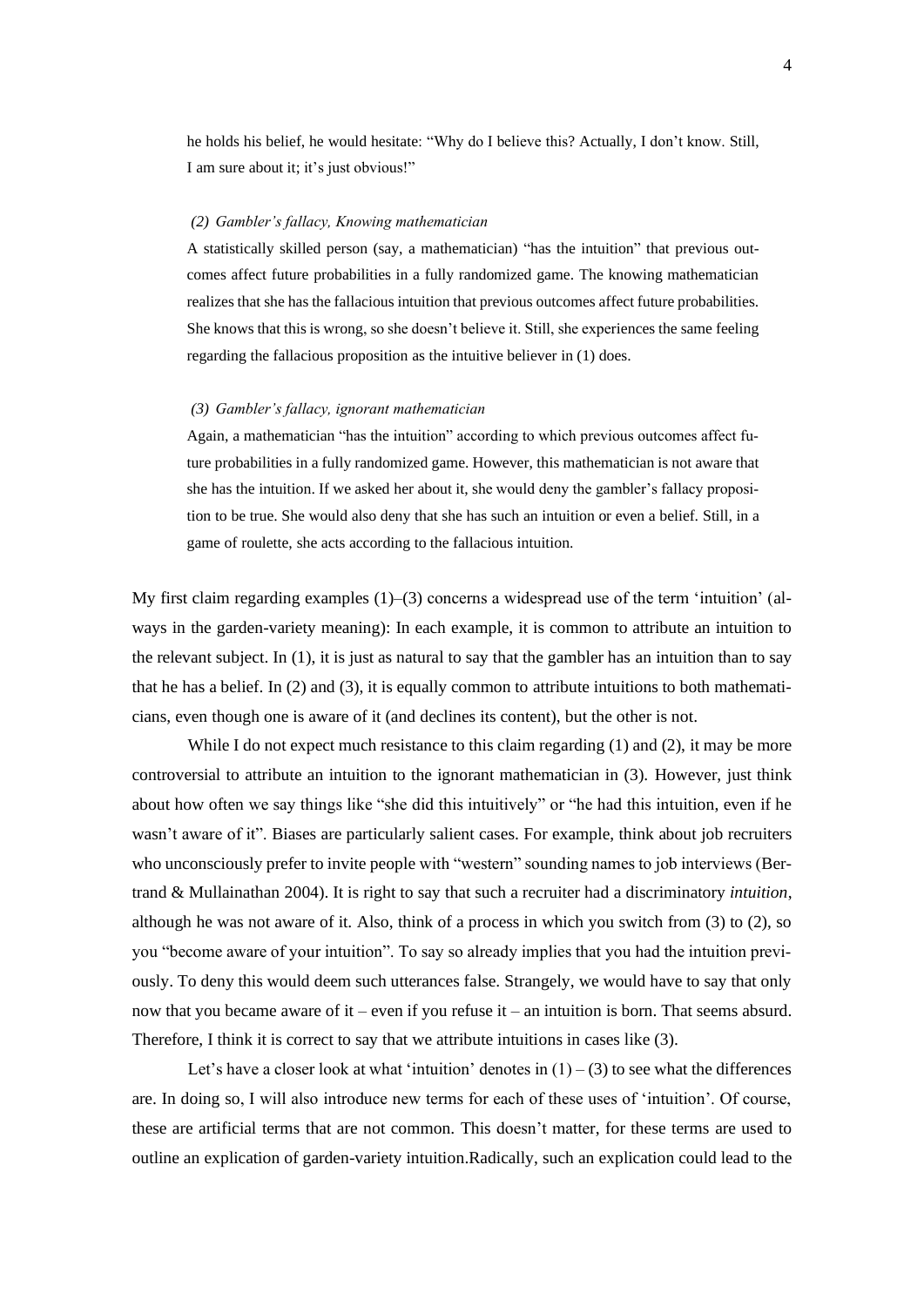he holds his belief, he would hesitate: "Why do I believe this? Actually, I don't know. Still, I am sure about it; it's just obvious!"

*(2) Gambler's fallacy, Knowing mathematician*

A statistically skilled person (say, a mathematician) "has the intuition" that previous outcomes affect future probabilities in a fully randomized game. The knowing mathematician realizes that she has the fallacious intuition that previous outcomes affect future probabilities. She knows that this is wrong, so she doesn't believe it. Still, she experiences the same feeling regarding the fallacious proposition as the intuitive believer in (1) does.

*(3) Gambler's fallacy, ignorant mathematician*

Again, a mathematician "has the intuition" according to which previous outcomes affect future probabilities in a fully randomized game. However, this mathematician is not aware that she has the intuition. If we asked her about it, she would deny the gambler's fallacy proposition to be true. She would also deny that she has such an intuition or even a belief. Still, in a game of roulette, she acts according to the fallacious intuition.

My first claim regarding examples (1)–(3) concerns a widespread use of the term 'intuition' (always in the garden-variety meaning): In each example, it is common to attribute an intuition to the relevant subject. In (1), it is just as natural to say that the gambler has an intuition than to say that he has a belief. In (2) and (3), it is equally common to attribute intuitions to both mathematicians, even though one is aware of it (and declines its content), but the other is not.

While I do not expect much resistance to this claim regarding (1) and (2), it may be more controversial to attribute an intuition to the ignorant mathematician in (3). However, just think about how often we say things like "she did this intuitively" or "he had this intuition, even if he wasn't aware of it". Biases are particularly salient cases. For example, think about job recruiters who unconsciously prefer to invite people with "western" sounding names to job interviews (Bertrand & Mullainathan 2004). It is right to say that such a recruiter had a discriminatory *intuition*, although he was not aware of it. Also, think of a process in which you switch from (3) to (2), so you "become aware of your intuition". To say so already implies that you had the intuition previously. To deny this would deem such utterances false. Strangely, we would have to say that only now that you became aware of it – even if you refuse it – an intuition is born. That seems absurd. Therefore, I think it is correct to say that we attribute intuitions in cases like (3).

Let's have a closer look at what 'intuition' denotes in (1) – (3) to see what the differences are. In doing so, I will also introduce new terms for each of these uses of 'intuition'. Of course, these are artificial terms that are not common. This doesn't matter, for these terms are used to outline an explication of garden-variety intuition.Radically, such an explication could lead to the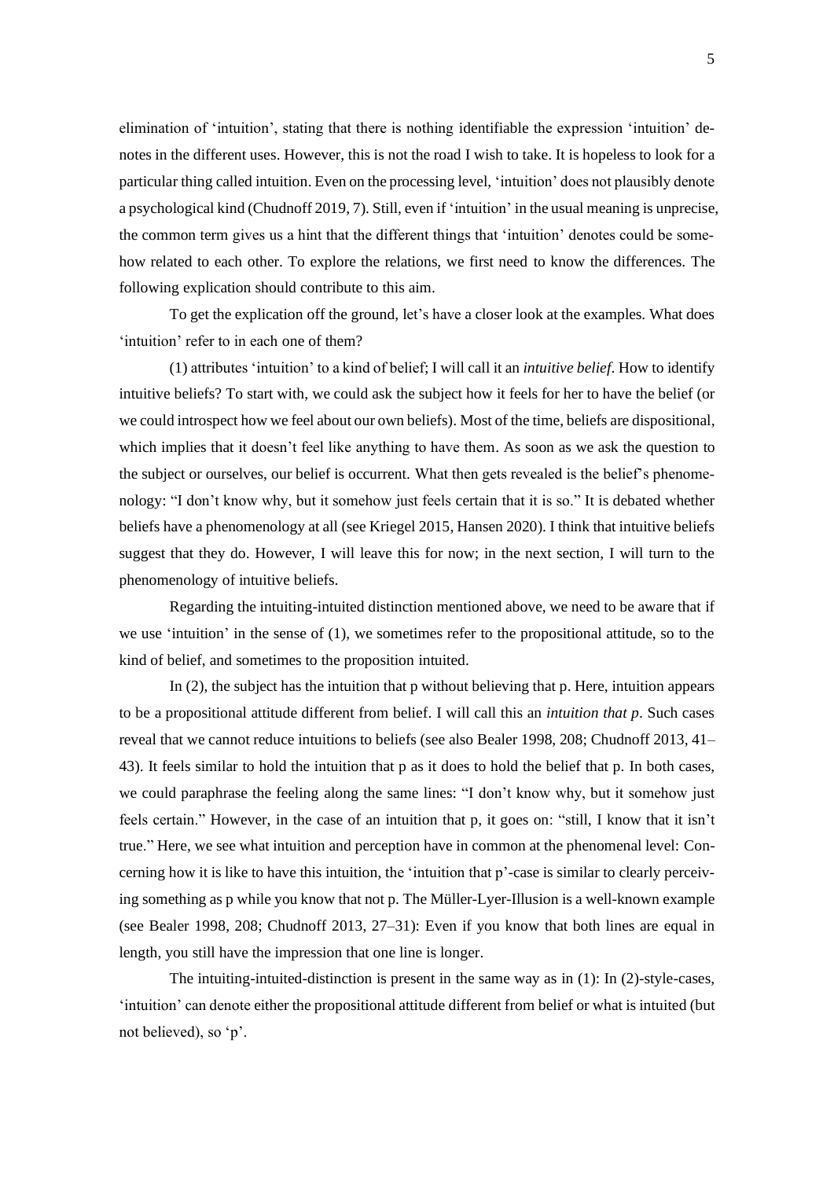elimination of 'intuition', stating that there is nothing identifiable the expression 'intuition' denotes in the different uses. However, this is not the road I wish to take. It is hopeless to look for a particular thing called intuition. Even on the processing level, 'intuition' does not plausibly denote a psychological kind (Chudnoff 2019, 7). Still, even if 'intuition' in the usual meaning is unprecise, the common term gives us a hint that the different things that 'intuition' denotes could be somehow related to each other. To explore the relations, we first need to know the differences. The following explication should contribute to this aim.

To get the explication off the ground, let's have a closer look at the examples. What does 'intuition' refer to in each one of them?

(1) attributes 'intuition' to a kind of belief; I will call it an *intuitive belief*. How to identify intuitive beliefs? To start with, we could ask the subject how it feels for her to have the belief (or we could introspect how we feel about our own beliefs). Most of the time, beliefs are dispositional, which implies that it doesn't feel like anything to have them. As soon as we ask the question to the subject or ourselves, our belief is occurrent. What then gets revealed is the belief's phenomenology: "I don't know why, but it somehow just feels certain that it is so." It is debated whether beliefs have a phenomenology at all (see Kriegel 2015, Hansen 2020). I think that intuitive beliefs suggest that they do. However, I will leave this for now; in the next section, I will turn to the phenomenology of intuitive beliefs.

Regarding the intuiting-intuited distinction mentioned above, we need to be aware that if we use 'intuition' in the sense of (1), we sometimes refer to the propositional attitude, so to the kind of belief, and sometimes to the proposition intuited.

In (2), the subject has the intuition that p without believing that p. Here, intuition appears to be a propositional attitude different from belief. I will call this an *intuition that p*. Such cases reveal that we cannot reduce intuitions to beliefs (see also Bealer 1998, 208; Chudnoff 2013, 41–43). It feels similar to hold the intuition that p as it does to hold the belief that p. In both cases, we could paraphrase the feeling along the same lines: "I don't know why, but it somehow just feels certain." However, in the case of an intuition that p, it goes on: "still, I know that it isn't true." Here, we see what intuition and perception have in common at the phenomenal level: Concerning how it is like to have this intuition, the 'intuition that p'-case is similar to clearly perceiving something as p while you know that not p. The Müller-Lyer-Illusion is a well-known example (see Bealer 1998, 208; Chudnoff 2013, 27–31): Even if you know that both lines are equal in length, you still have the impression that one line is longer.

The intuiting-intuited-distinction is present in the same way as in (1): In (2)-style-cases, 'intuition' can denote either the propositional attitude different from belief or what is intuited (but not believed), so 'p'.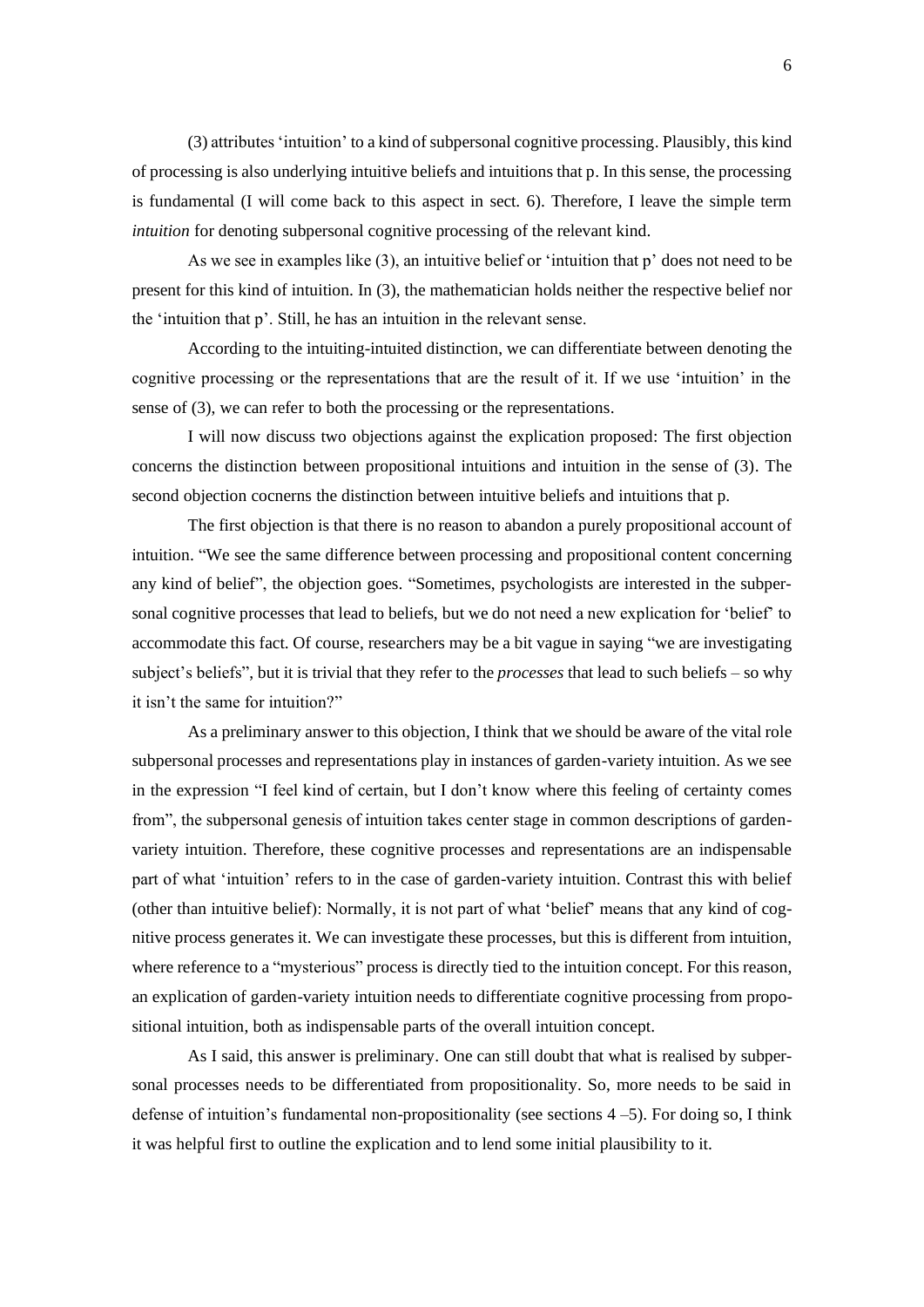(3) attributes 'intuition' to a kind of subpersonal cognitive processing. Plausibly, this kind of processing is also underlying intuitive beliefs and intuitions that p. In this sense, the processing is fundamental (I will come back to this aspect in sect. 6). Therefore, I leave the simple term *intuition* for denoting subpersonal cognitive processing of the relevant kind.

As we see in examples like (3), an intuitive belief or 'intuition that p' does not need to be present for this kind of intuition. In (3), the mathematician holds neither the respective belief nor the 'intuition that p'. Still, he has an intuition in the relevant sense.

According to the intuiting-intuited distinction, we can differentiate between denoting the cognitive processing or the representations that are the result of it. If we use 'intuition' in the sense of (3), we can refer to both the processing or the representations.

I will now discuss two objections against the explication proposed: The first objection concerns the distinction between propositional intuitions and intuition in the sense of (3). The second objection cocnerns the distinction between intuitive beliefs and intuitions that p.

The first objection is that there is no reason to abandon a purely propositional account of intuition. "We see the same difference between processing and propositional content concerning any kind of belief", the objection goes. "Sometimes, psychologists are interested in the subpersonal cognitive processes that lead to beliefs, but we do not need a new explication for 'belief' to accommodate this fact. Of course, researchers may be a bit vague in saying "we are investigating subject's beliefs", but it is trivial that they refer to the *processes* that lead to such beliefs – so why it isn't the same for intuition?"

As a preliminary answer to this objection, I think that we should be aware of the vital role subpersonal processes and representations play in instances of garden-variety intuition. As we see in the expression "I feel kind of certain, but I don't know where this feeling of certainty comes from", the subpersonal genesis of intuition takes center stage in common descriptions of garden-variety intuition. Therefore, these cognitive processes and representations are an indispensable part of what 'intuition' refers to in the case of garden-variety intuition. Contrast this with belief (other than intuitive belief): Normally, it is not part of what 'belief' means that any kind of cognitive process generates it. We can investigate these processes, but this is different from intuition, where reference to a "mysterious" process is directly tied to the intuition concept. For this reason, an explication of garden-variety intuition needs to differentiate cognitive processing from propositional intuition, both as indispensable parts of the overall intuition concept.

As I said, this answer is preliminary. One can still doubt that what is realised by subpersonal processes needs to be differentiated from propositionality. So, more needs to be said in defense of intuition's fundamental non-propositionality (see sections 4 –5). For doing so, I think it was helpful first to outline the explication and to lend some initial plausibility to it.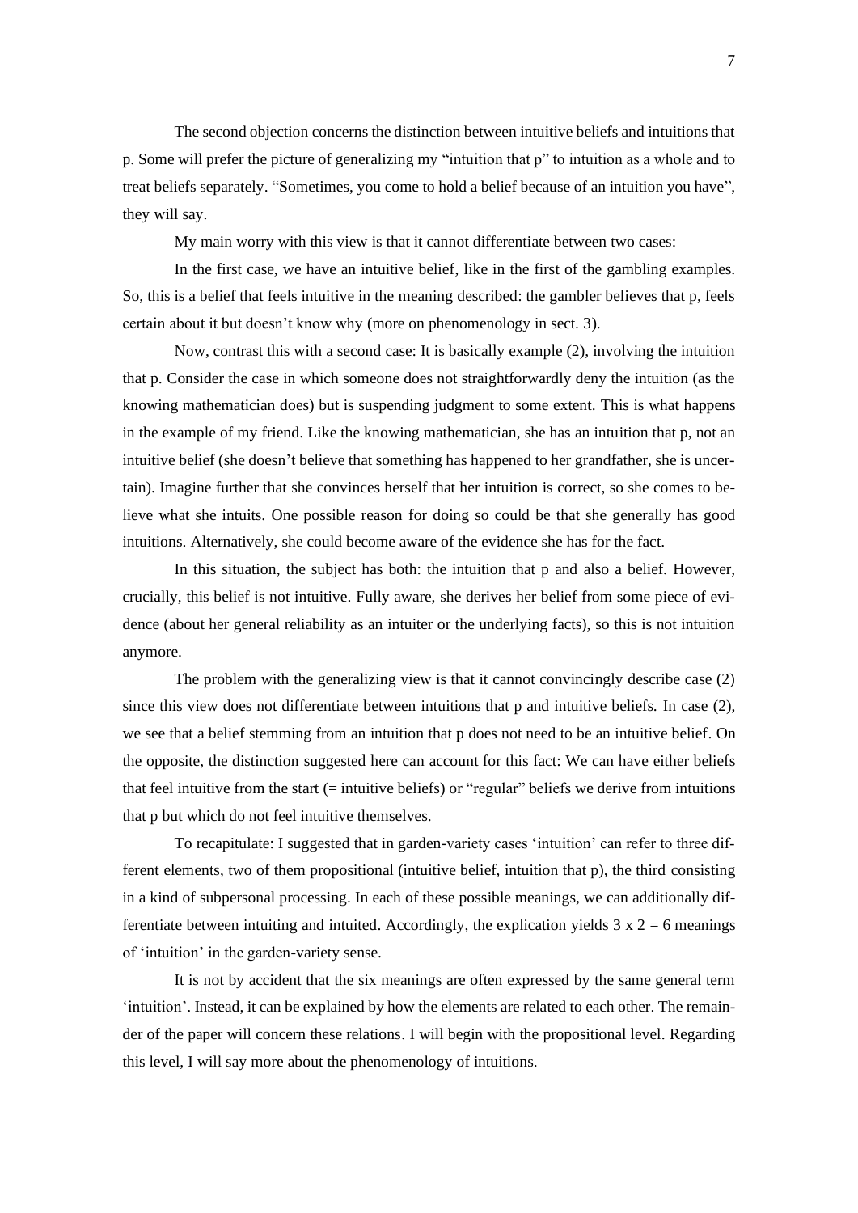The second objection concerns the distinction between intuitive beliefs and intuitions that p. Some will prefer the picture of generalizing my "intuition that p" to intuition as a whole and to treat beliefs separately. "Sometimes, you come to hold a belief because of an intuition you have", they will say.

My main worry with this view is that it cannot differentiate between two cases:

In the first case, we have an intuitive belief, like in the first of the gambling examples. So, this is a belief that feels intuitive in the meaning described: the gambler believes that p, feels certain about it but doesn't know why (more on phenomenology in sect. 3).

Now, contrast this with a second case: It is basically example (2), involving the intuition that p. Consider the case in which someone does not straightforwardly deny the intuition (as the knowing mathematician does) but is suspending judgment to some extent. This is what happens in the example of my friend. Like the knowing mathematician, she has an intuition that p, not an intuitive belief (she doesn't believe that something has happened to her grandfather, she is uncertain). Imagine further that she convinces herself that her intuition is correct, so she comes to believe what she intuits. One possible reason for doing so could be that she generally has good intuitions. Alternatively, she could become aware of the evidence she has for the fact.

In this situation, the subject has both: the intuition that p and also a belief. However, crucially, this belief is not intuitive. Fully aware, she derives her belief from some piece of evidence (about her general reliability as an intuiter or the underlying facts), so this is not intuition anymore.

The problem with the generalizing view is that it cannot convincingly describe case (2) since this view does not differentiate between intuitions that p and intuitive beliefs. In case (2), we see that a belief stemming from an intuition that p does not need to be an intuitive belief. On the opposite, the distinction suggested here can account for this fact: We can have either beliefs that feel intuitive from the start (= intuitive beliefs) or "regular" beliefs we derive from intuitions that p but which do not feel intuitive themselves.

To recapitulate: I suggested that in garden-variety cases 'intuition' can refer to three different elements, two of them propositional (intuitive belief, intuition that p), the third consisting in a kind of subpersonal processing. In each of these possible meanings, we can additionally differentiate between intuiting and intuited. Accordingly, the explication yields $3 \times 2 = 6$ meanings of 'intuition' in the garden-variety sense.

It is not by accident that the six meanings are often expressed by the same general term 'intuition'. Instead, it can be explained by how the elements are related to each other. The remainder of the paper will concern these relations. I will begin with the propositional level. Regarding this level, I will say more about the phenomenology of intuitions.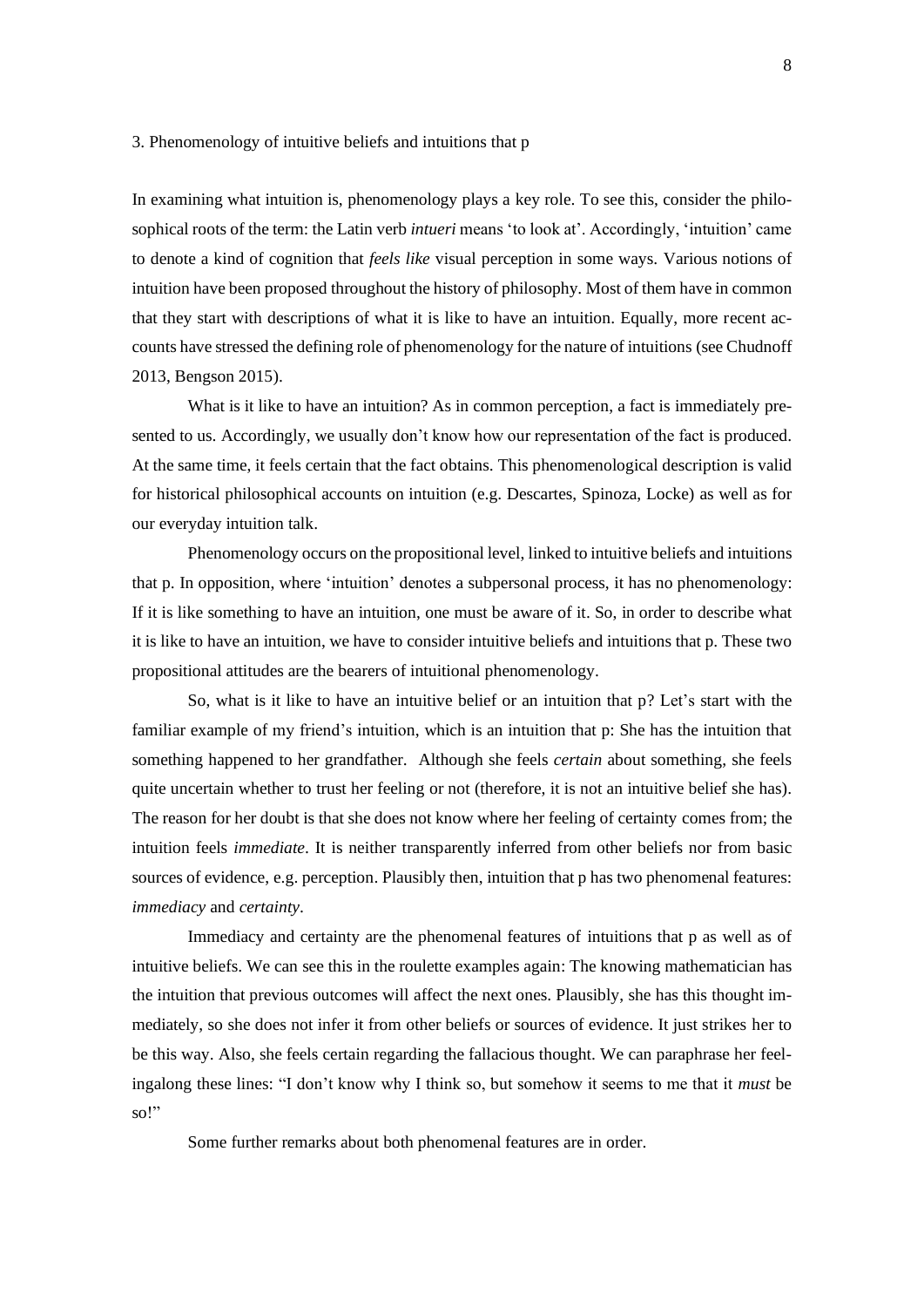## 3. Phenomenology of intuitive beliefs and intuitions that p

In examining what intuition is, phenomenology plays a key role. To see this, consider the philosophical roots of the term: the Latin verb *intueri* means 'to look at'. Accordingly, 'intuition' came to denote a kind of cognition that *feels like* visual perception in some ways. Various notions of intuition have been proposed throughout the history of philosophy. Most of them have in common that they start with descriptions of what it is like to have an intuition. Equally, more recent accounts have stressed the defining role of phenomenology for the nature of intuitions (see Chudnoff 2013, Bengson 2015).

What is it like to have an intuition? As in common perception, a fact is immediately presented to us. Accordingly, we usually don't know how our representation of the fact is produced. At the same time, it feels certain that the fact obtains. This phenomenological description is valid for historical philosophical accounts on intuition (e.g. Descartes, Spinoza, Locke) as well as for our everyday intuition talk.

Phenomenology occurs on the propositional level, linked to intuitive beliefs and intuitions that p. In opposition, where 'intuition' denotes a subpersonal process, it has no phenomenology: If it is like something to have an intuition, one must be aware of it. So, in order to describe what it is like to have an intuition, we have to consider intuitive beliefs and intuitions that p. These two propositional attitudes are the bearers of intuitional phenomenology.

So, what is it like to have an intuitive belief or an intuition that p? Let's start with the familiar example of my friend's intuition, which is an intuition that p: She has the intuition that something happened to her grandfather. Although she feels *certain* about something, she feels quite uncertain whether to trust her feeling or not (therefore, it is not an intuitive belief she has). The reason for her doubt is that she does not know where her feeling of certainty comes from; the intuition feels *immediate*. It is neither transparently inferred from other beliefs nor from basic sources of evidence, e.g. perception. Plausibly then, intuition that p has two phenomenal features: *immediacy* and *certainty*.

Immediacy and certainty are the phenomenal features of intuitions that p as well as of intuitive beliefs. We can see this in the roulette examples again: The knowing mathematician has the intuition that previous outcomes will affect the next ones. Plausibly, she has this thought immediately, so she does not infer it from other beliefs or sources of evidence. It just strikes her to be this way. Also, she feels certain regarding the fallacious thought. We can paraphrase her feelingalong these lines: "I don't know why I think so, but somehow it seems to me that it *must* be so!"

Some further remarks about both phenomenal features are in order.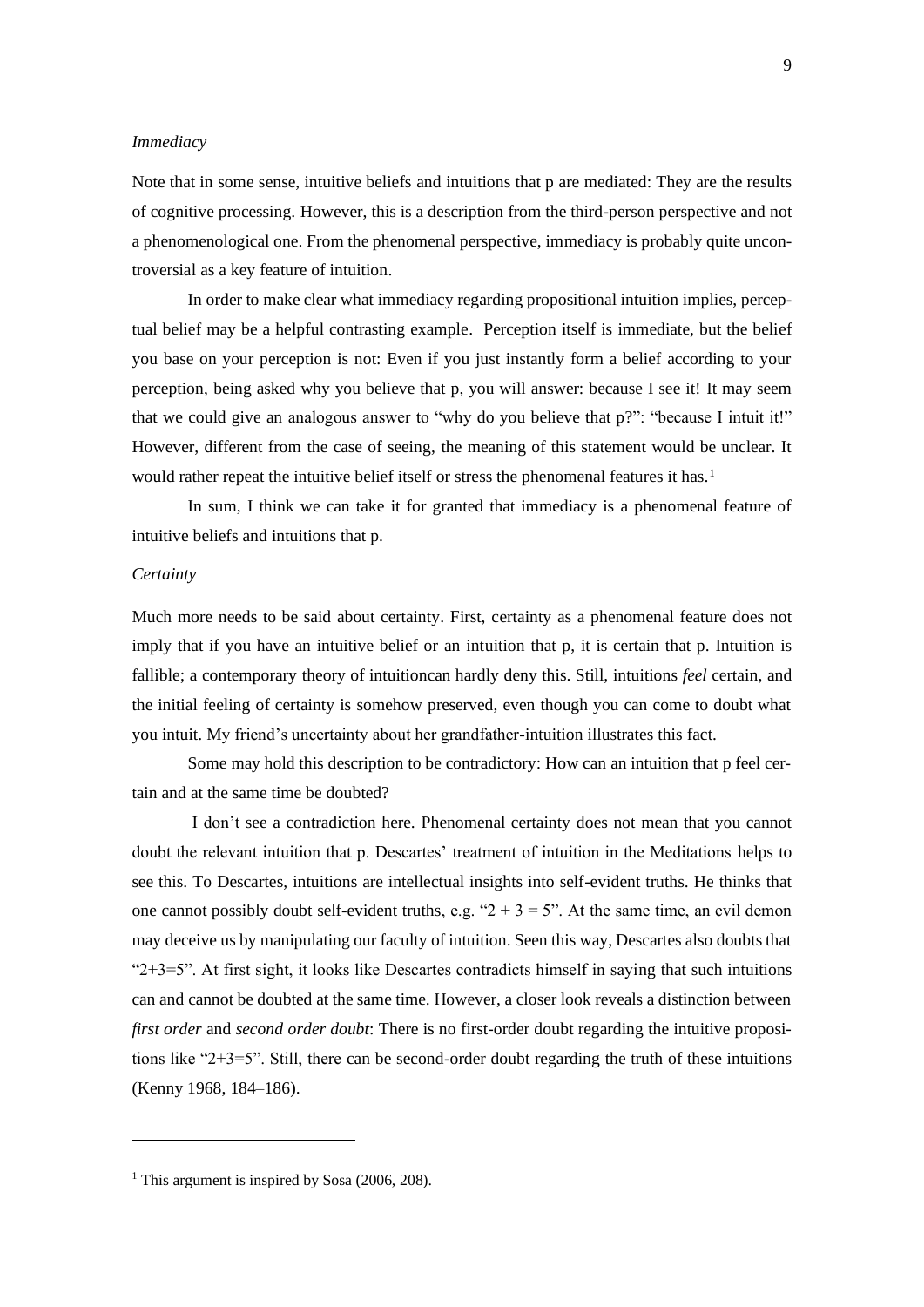*Immediacy*

Note that in some sense, intuitive beliefs and intuitions that p are mediated: They are the results of cognitive processing. However, this is a description from the third-person perspective and not a phenomenological one. From the phenomenal perspective, immediacy is probably quite uncontroversial as a key feature of intuition.

In order to make clear what immediacy regarding propositional intuition implies, perceptual belief may be a helpful contrasting example. Perception itself is immediate, but the belief you base on your perception is not: Even if you just instantly form a belief according to your perception, being asked why you believe that p, you will answer: because I see it! It may seem that we could give an analogous answer to "why do you believe that p?": "because I intuit it!" However, different from the case of seeing, the meaning of this statement would be unclear. It would rather repeat the intuitive belief itself or stress the phenomenal features it has.[1]

In sum, I think we can take it for granted that immediacy is a phenomenal feature of intuitive beliefs and intuitions that p.

*Certainty*

Much more needs to be said about certainty. First, certainty as a phenomenal feature does not imply that if you have an intuitive belief or an intuition that p, it is certain that p. Intuition is fallible; a contemporary theory of intuitioncan hardly deny this. Still, intuitions *feel* certain, and the initial feeling of certainty is somehow preserved, even though you can come to doubt what you intuit. My friend's uncertainty about her grandfather-intuition illustrates this fact.

Some may hold this description to be contradictory: How can an intuition that p feel certain and at the same time be doubted?

I don't see a contradiction here. Phenomenal certainty does not mean that you cannot doubt the relevant intuition that p. Descartes' treatment of intuition in the Meditations helps to see this. To Descartes, intuitions are intellectual insights into self-evident truths. He thinks that one cannot possibly doubt self-evident truths, e.g. "$2 + 3 = 5$". At the same time, an evil demon may deceive us by manipulating our faculty of intuition. Seen this way, Descartes also doubts that "$2+3=5$". At first sight, it looks like Descartes contradicts himself in saying that such intuitions can and cannot be doubted at the same time. However, a closer look reveals a distinction between *first order* and *second order doubt*: There is no first-order doubt regarding the intuitive propositions like "$2+3=5$". Still, there can be second-order doubt regarding the truth of these intuitions (Kenny 1968, 184–186).

[1] This argument is inspired by Sosa (2006, 208).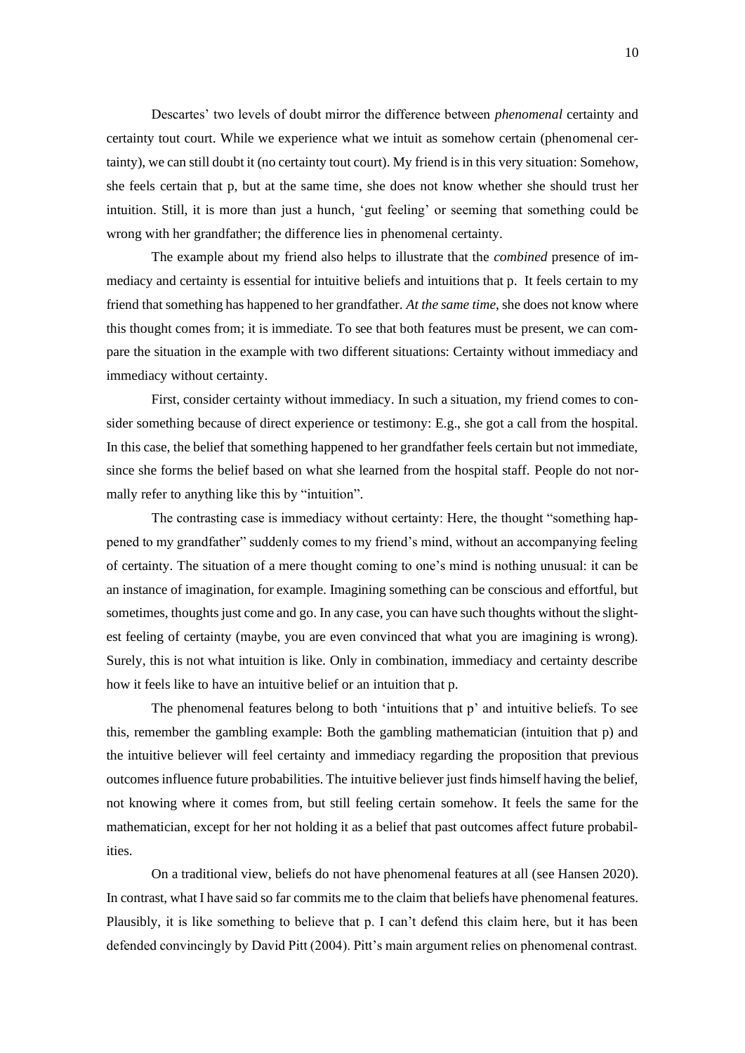Descartes' two levels of doubt mirror the difference between *phenomenal* certainty and certainty tout court. While we experience what we intuit as somehow certain (phenomenal certainty), we can still doubt it (no certainty tout court). My friend is in this very situation: Somehow, she feels certain that p, but at the same time, she does not know whether she should trust her intuition. Still, it is more than just a hunch, 'gut feeling' or seeming that something could be wrong with her grandfather; the difference lies in phenomenal certainty.

The example about my friend also helps to illustrate that the *combined* presence of immediacy and certainty is essential for intuitive beliefs and intuitions that p. It feels certain to my friend that something has happened to her grandfather. *At the same time*, she does not know where this thought comes from; it is immediate. To see that both features must be present, we can compare the situation in the example with two different situations: Certainty without immediacy and immediacy without certainty.

First, consider certainty without immediacy. In such a situation, my friend comes to consider something because of direct experience or testimony: E.g., she got a call from the hospital. In this case, the belief that something happened to her grandfather feels certain but not immediate, since she forms the belief based on what she learned from the hospital staff. People do not normally refer to anything like this by "intuition".

The contrasting case is immediacy without certainty: Here, the thought "something happened to my grandfather" suddenly comes to my friend's mind, without an accompanying feeling of certainty. The situation of a mere thought coming to one's mind is nothing unusual: it can be an instance of imagination, for example. Imagining something can be conscious and effortful, but sometimes, thoughts just come and go. In any case, you can have such thoughts without the slightest feeling of certainty (maybe, you are even convinced that what you are imagining is wrong). Surely, this is not what intuition is like. Only in combination, immediacy and certainty describe how it feels like to have an intuitive belief or an intuition that p.

The phenomenal features belong to both 'intuitions that p' and intuitive beliefs. To see this, remember the gambling example: Both the gambling mathematician (intuition that p) and the intuitive believer will feel certainty and immediacy regarding the proposition that previous outcomes influence future probabilities. The intuitive believer just finds himself having the belief, not knowing where it comes from, but still feeling certain somehow. It feels the same for the mathematician, except for her not holding it as a belief that past outcomes affect future probabilities.

On a traditional view, beliefs do not have phenomenal features at all (see Hansen 2020). In contrast, what I have said so far commits me to the claim that beliefs have phenomenal features. Plausibly, it is like something to believe that p. I can't defend this claim here, but it has been defended convincingly by David Pitt (2004). Pitt's main argument relies on phenomenal contrast.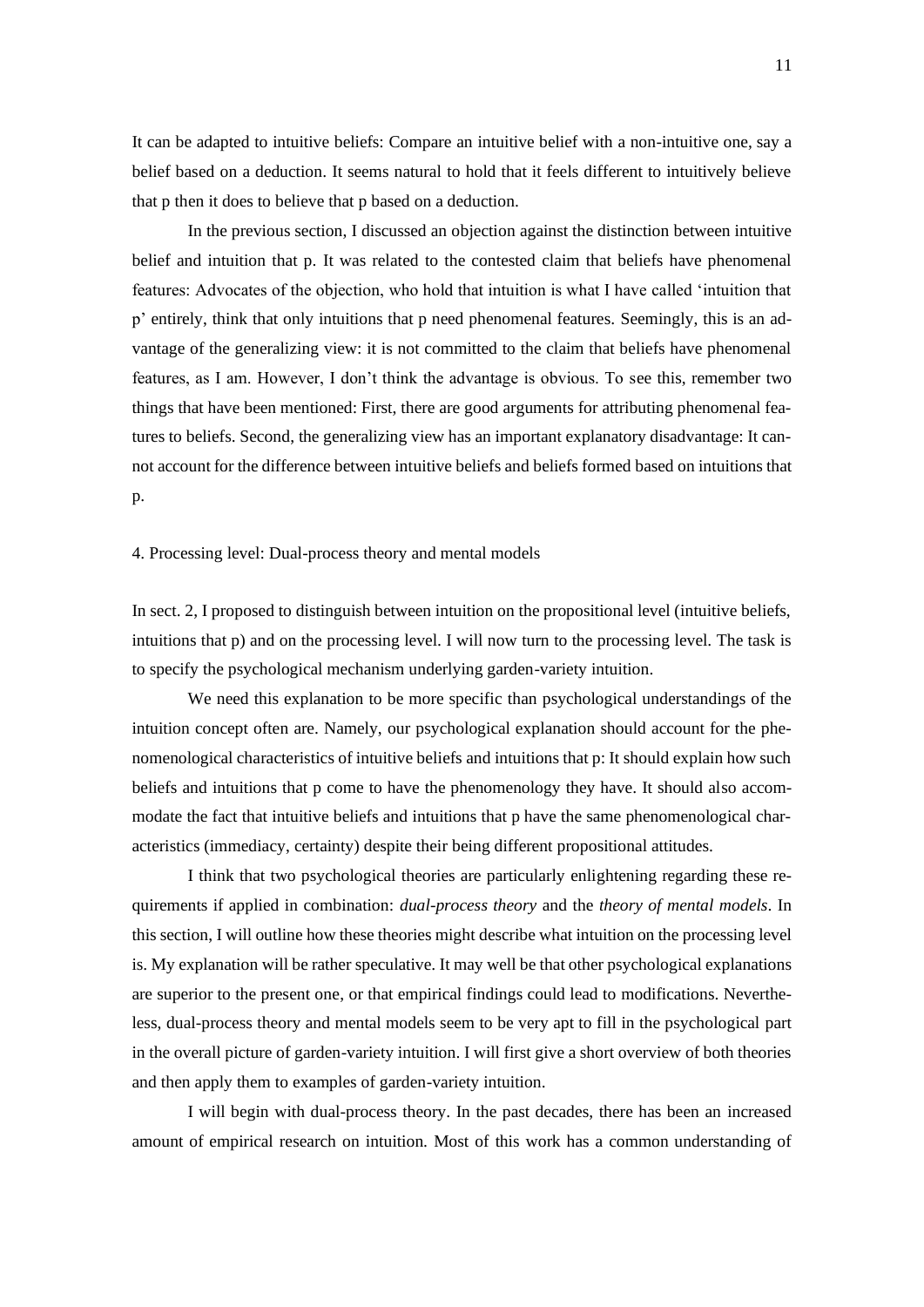It can be adapted to intuitive beliefs: Compare an intuitive belief with a non-intuitive one, say a belief based on a deduction. It seems natural to hold that it feels different to intuitively believe that p then it does to believe that p based on a deduction.

In the previous section, I discussed an objection against the distinction between intuitive belief and intuition that p. It was related to the contested claim that beliefs have phenomenal features: Advocates of the objection, who hold that intuition is what I have called 'intuition that p' entirely, think that only intuitions that p need phenomenal features. Seemingly, this is an advantage of the generalizing view: it is not committed to the claim that beliefs have phenomenal features, as I am. However, I don't think the advantage is obvious. To see this, remember two things that have been mentioned: First, there are good arguments for attributing phenomenal features to beliefs. Second, the generalizing view has an important explanatory disadvantage: It cannot account for the difference between intuitive beliefs and beliefs formed based on intuitions that p.

## 4. Processing level: Dual-process theory and mental models

In sect. 2, I proposed to distinguish between intuition on the propositional level (intuitive beliefs, intuitions that p) and on the processing level. I will now turn to the processing level. The task is to specify the psychological mechanism underlying garden-variety intuition.

We need this explanation to be more specific than psychological understandings of the intuition concept often are. Namely, our psychological explanation should account for the phenomenological characteristics of intuitive beliefs and intuitions that p: It should explain how such beliefs and intuitions that p come to have the phenomenology they have. It should also accommodate the fact that intuitive beliefs and intuitions that p have the same phenomenological characteristics (immediacy, certainty) despite their being different propositional attitudes.

I think that two psychological theories are particularly enlightening regarding these requirements if applied in combination: *dual-process theory* and the *theory of mental models*. In this section, I will outline how these theories might describe what intuition on the processing level is. My explanation will be rather speculative. It may well be that other psychological explanations are superior to the present one, or that empirical findings could lead to modifications. Nevertheless, dual-process theory and mental models seem to be very apt to fill in the psychological part in the overall picture of garden-variety intuition. I will first give a short overview of both theories and then apply them to examples of garden-variety intuition.

I will begin with dual-process theory. In the past decades, there has been an increased amount of empirical research on intuition. Most of this work has a common understanding of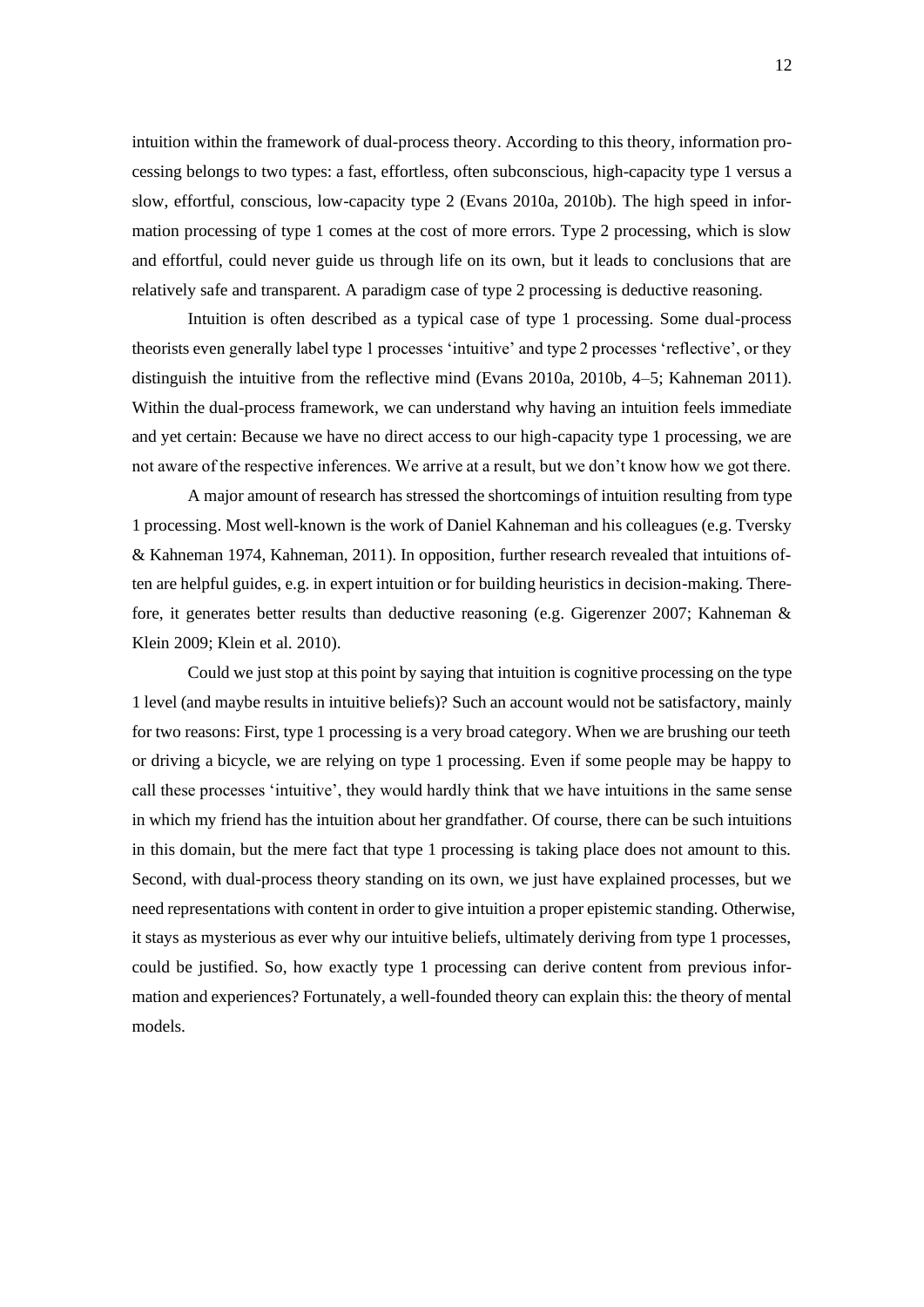intuition within the framework of dual-process theory. According to this theory, information processing belongs to two types: a fast, effortless, often subconscious, high-capacity type 1 versus a slow, effortful, conscious, low-capacity type 2 (Evans 2010a, 2010b). The high speed in information processing of type 1 comes at the cost of more errors. Type 2 processing, which is slow and effortful, could never guide us through life on its own, but it leads to conclusions that are relatively safe and transparent. A paradigm case of type 2 processing is deductive reasoning.

Intuition is often described as a typical case of type 1 processing. Some dual-process theorists even generally label type 1 processes 'intuitive' and type 2 processes 'reflective', or they distinguish the intuitive from the reflective mind (Evans 2010a, 2010b, 4–5; Kahneman 2011). Within the dual-process framework, we can understand why having an intuition feels immediate and yet certain: Because we have no direct access to our high-capacity type 1 processing, we are not aware of the respective inferences. We arrive at a result, but we don't know how we got there.

A major amount of research has stressed the shortcomings of intuition resulting from type 1 processing. Most well-known is the work of Daniel Kahneman and his colleagues (e.g. Tversky & Kahneman 1974, Kahneman, 2011). In opposition, further research revealed that intuitions often are helpful guides, e.g. in expert intuition or for building heuristics in decision-making. Therefore, it generates better results than deductive reasoning (e.g. Gigerenzer 2007; Kahneman & Klein 2009; Klein et al. 2010).

Could we just stop at this point by saying that intuition is cognitive processing on the type 1 level (and maybe results in intuitive beliefs)? Such an account would not be satisfactory, mainly for two reasons: First, type 1 processing is a very broad category. When we are brushing our teeth or driving a bicycle, we are relying on type 1 processing. Even if some people may be happy to call these processes 'intuitive', they would hardly think that we have intuitions in the same sense in which my friend has the intuition about her grandfather. Of course, there can be such intuitions in this domain, but the mere fact that type 1 processing is taking place does not amount to this. Second, with dual-process theory standing on its own, we just have explained processes, but we need representations with content in order to give intuition a proper epistemic standing. Otherwise, it stays as mysterious as ever why our intuitive beliefs, ultimately deriving from type 1 processes, could be justified. So, how exactly type 1 processing can derive content from previous information and experiences? Fortunately, a well-founded theory can explain this: the theory of mental models.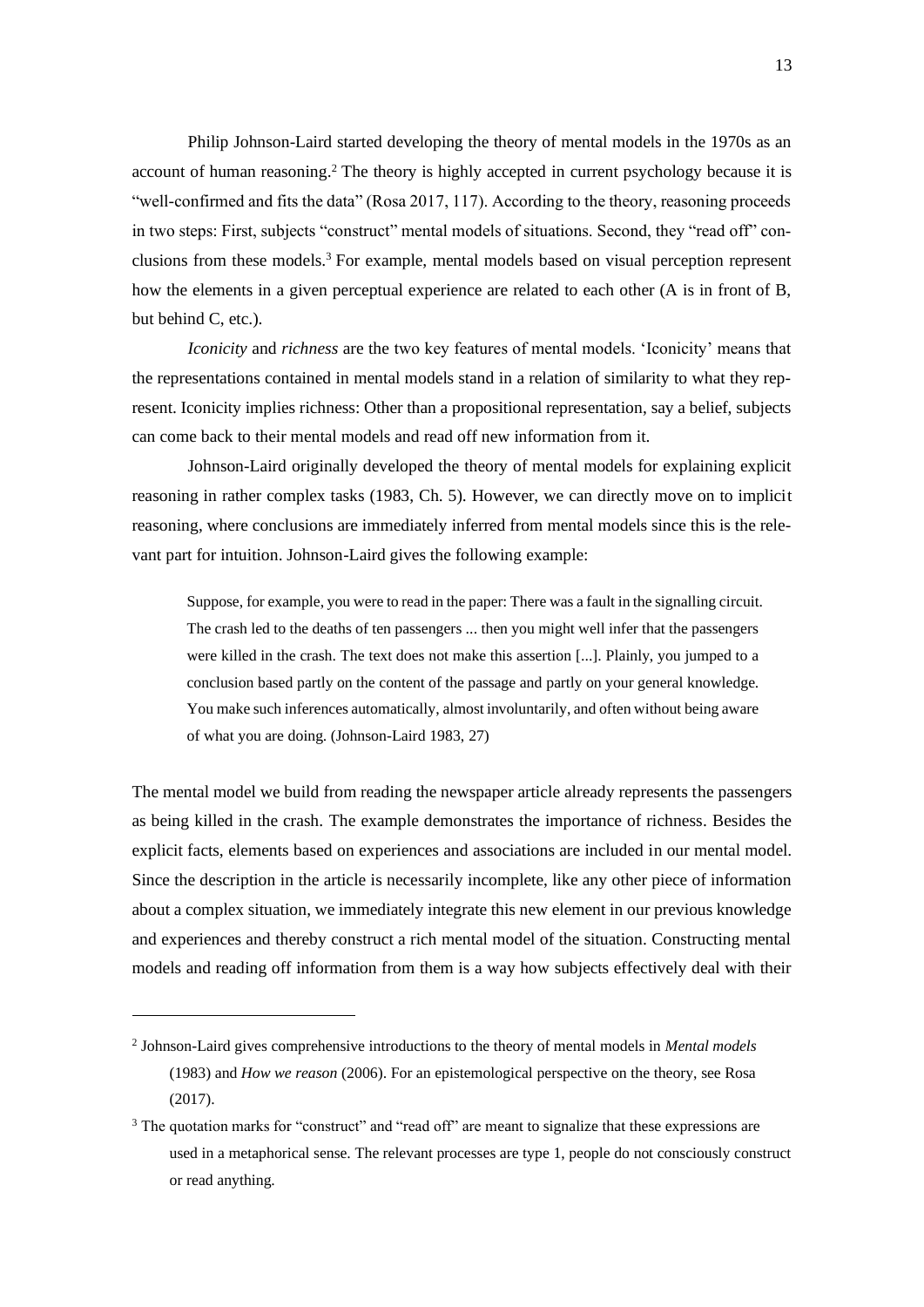Philip Johnson-Laird started developing the theory of mental models in the 1970s as an account of human reasoning.[2] The theory is highly accepted in current psychology because it is "well-confirmed and fits the data" (Rosa 2017, 117). According to the theory, reasoning proceeds in two steps: First, subjects "construct" mental models of situations. Second, they "read off" conclusions from these models.[3] For example, mental models based on visual perception represent how the elements in a given perceptual experience are related to each other (A is in front of B, but behind C, etc.).

*Iconicity* and *richness* are the two key features of mental models. 'Iconicity' means that the representations contained in mental models stand in a relation of similarity to what they represent. Iconicity implies richness: Other than a propositional representation, say a belief, subjects can come back to their mental models and read off new information from it.

Johnson-Laird originally developed the theory of mental models for explaining explicit reasoning in rather complex tasks (1983, Ch. 5). However, we can directly move on to implicit reasoning, where conclusions are immediately inferred from mental models since this is the relevant part for intuition. Johnson-Laird gives the following example:

> Suppose, for example, you were to read in the paper: There was a fault in the signalling circuit. The crash led to the deaths of ten passengers ... then you might well infer that the passengers were killed in the crash. The text does not make this assertion [...]. Plainly, you jumped to a conclusion based partly on the content of the passage and partly on your general knowledge. You make such inferences automatically, almost involuntarily, and often without being aware of what you are doing. (Johnson-Laird 1983, 27)

The mental model we build from reading the newspaper article already represents the passengers as being killed in the crash. The example demonstrates the importance of richness. Besides the explicit facts, elements based on experiences and associations are included in our mental model. Since the description in the article is necessarily incomplete, like any other piece of information about a complex situation, we immediately integrate this new element in our previous knowledge and experiences and thereby construct a rich mental model of the situation. Constructing mental models and reading off information from them is a way how subjects effectively deal with their

---

[2] Johnson-Laird gives comprehensive introductions to the theory of mental models in *Mental models* (1983) and *How we reason* (2006). For an epistemological perspective on the theory, see Rosa (2017).

[3] The quotation marks for "construct" and "read off" are meant to signalize that these expressions are used in a metaphorical sense. The relevant processes are type 1, people do not consciously construct or read anything.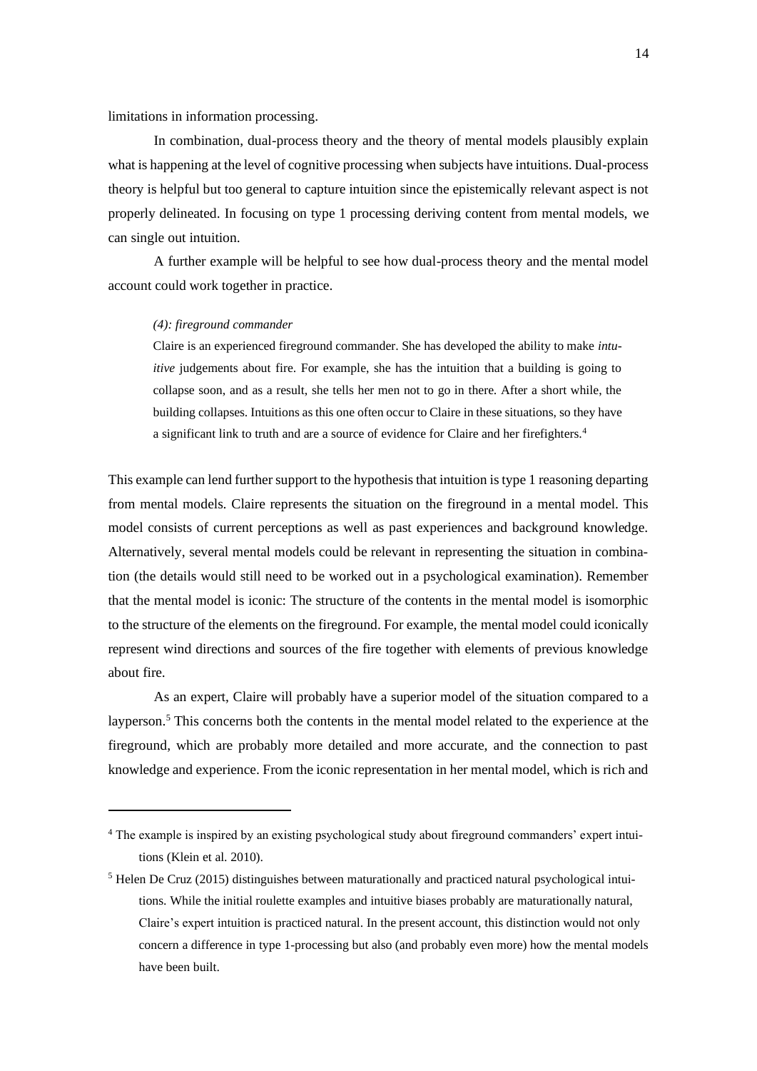limitations in information processing.

In combination, dual-process theory and the theory of mental models plausibly explain what is happening at the level of cognitive processing when subjects have intuitions. Dual-process theory is helpful but too general to capture intuition since the epistemically relevant aspect is not properly delineated. In focusing on type 1 processing deriving content from mental models, we can single out intuition.

A further example will be helpful to see how dual-process theory and the mental model account could work together in practice.

> *(4): fireground commander*
>
> Claire is an experienced fireground commander. She has developed the ability to make *intuitive* judgements about fire. For example, she has the intuition that a building is going to collapse soon, and as a result, she tells her men not to go in there. After a short while, the building collapses. Intuitions as this one often occur to Claire in these situations, so they have a significant link to truth and are a source of evidence for Claire and her firefighters.[4]

This example can lend further support to the hypothesis that intuition is type 1 reasoning departing from mental models. Claire represents the situation on the fireground in a mental model. This model consists of current perceptions as well as past experiences and background knowledge. Alternatively, several mental models could be relevant in representing the situation in combination (the details would still need to be worked out in a psychological examination). Remember that the mental model is iconic: The structure of the contents in the mental model is isomorphic to the structure of the elements on the fireground. For example, the mental model could iconically represent wind directions and sources of the fire together with elements of previous knowledge about fire.

As an expert, Claire will probably have a superior model of the situation compared to a layperson.[5] This concerns both the contents in the mental model related to the experience at the fireground, which are probably more detailed and more accurate, and the connection to past knowledge and experience. From the iconic representation in her mental model, which is rich and

---

[4] The example is inspired by an existing psychological study about fireground commanders' expert intuitions (Klein et al. 2010).

[5] Helen De Cruz (2015) distinguishes between maturationally and practiced natural psychological intuitions. While the initial roulette examples and intuitive biases probably are maturationally natural, Claire's expert intuition is practiced natural. In the present account, this distinction would not only concern a difference in type 1-processing but also (and probably even more) how the mental models have been built.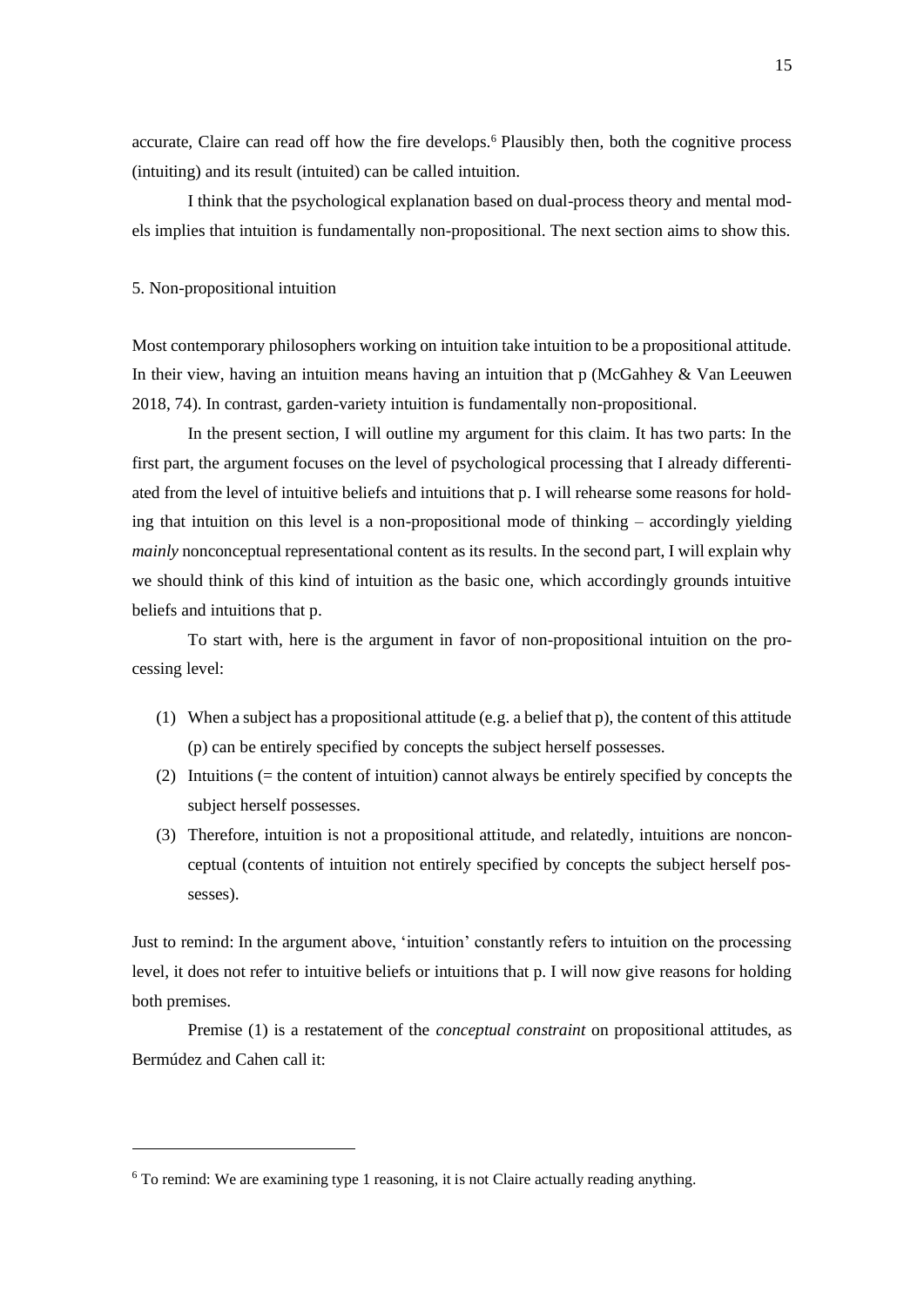accurate, Claire can read off how the fire develops.[6] Plausibly then, both the cognitive process (intuiting) and its result (intuited) can be called intuition.

I think that the psychological explanation based on dual-process theory and mental models implies that intuition is fundamentally non-propositional. The next section aims to show this.

## 5. Non-propositional intuition

Most contemporary philosophers working on intuition take intuition to be a propositional attitude. In their view, having an intuition means having an intuition that p (McGahhey & Van Leeuwen 2018, 74). In contrast, garden-variety intuition is fundamentally non-propositional.

In the present section, I will outline my argument for this claim. It has two parts: In the first part, the argument focuses on the level of psychological processing that I already differentiated from the level of intuitive beliefs and intuitions that p. I will rehearse some reasons for holding that intuition on this level is a non-propositional mode of thinking – accordingly yielding *mainly* nonconceptual representational content as its results. In the second part, I will explain why we should think of this kind of intuition as the basic one, which accordingly grounds intuitive beliefs and intuitions that p.

To start with, here is the argument in favor of non-propositional intuition on the processing level:

(1) When a subject has a propositional attitude (e.g. a belief that p), the content of this attitude (p) can be entirely specified by concepts the subject herself possesses.
(2) Intuitions (= the content of intuition) cannot always be entirely specified by concepts the subject herself possesses.
(3) Therefore, intuition is not a propositional attitude, and relatedly, intuitions are nonconceptual (contents of intuition not entirely specified by concepts the subject herself possesses).

Just to remind: In the argument above, 'intuition' constantly refers to intuition on the processing level, it does not refer to intuitive beliefs or intuitions that p. I will now give reasons for holding both premises.

Premise (1) is a restatement of the *conceptual constraint* on propositional attitudes, as Bermúdez and Cahen call it:

[6] To remind: We are examining type 1 reasoning, it is not Claire actually reading anything.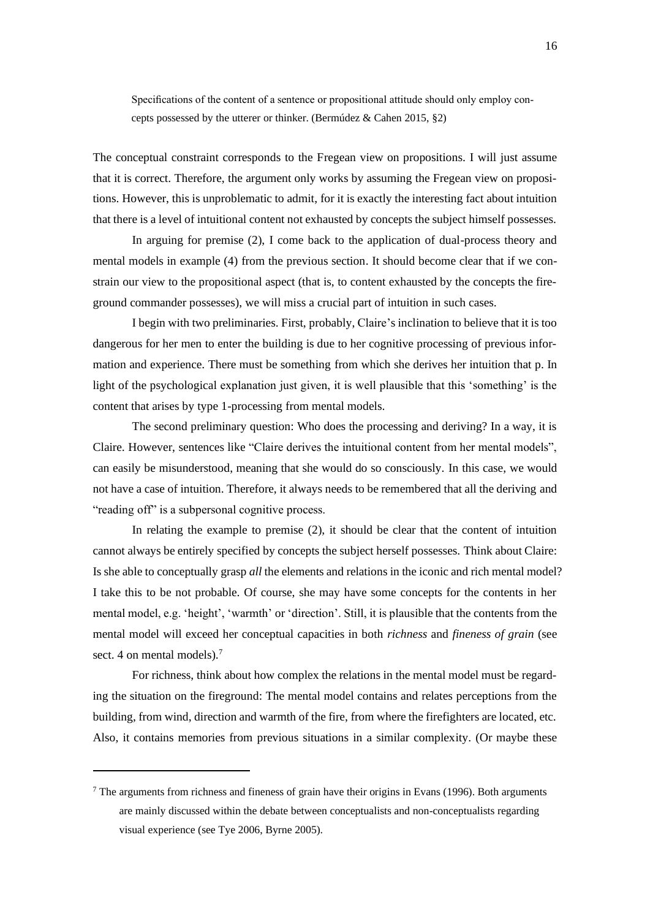> Specifications of the content of a sentence or propositional attitude should only employ concepts possessed by the utterer or thinker. (Bermúdez & Cahen 2015, §2)

The conceptual constraint corresponds to the Fregean view on propositions. I will just assume that it is correct. Therefore, the argument only works by assuming the Fregean view on propositions. However, this is unproblematic to admit, for it is exactly the interesting fact about intuition that there is a level of intuitional content not exhausted by concepts the subject himself possesses.

In arguing for premise (2), I come back to the application of dual-process theory and mental models in example (4) from the previous section. It should become clear that if we constrain our view to the propositional aspect (that is, to content exhausted by the concepts the fireground commander possesses), we will miss a crucial part of intuition in such cases.

I begin with two preliminaries. First, probably, Claire's inclination to believe that it is too dangerous for her men to enter the building is due to her cognitive processing of previous information and experience. There must be something from which she derives her intuition that p. In light of the psychological explanation just given, it is well plausible that this 'something' is the content that arises by type 1-processing from mental models.

The second preliminary question: Who does the processing and deriving? In a way, it is Claire. However, sentences like "Claire derives the intuitional content from her mental models", can easily be misunderstood, meaning that she would do so consciously. In this case, we would not have a case of intuition. Therefore, it always needs to be remembered that all the deriving and "reading off" is a subpersonal cognitive process.

In relating the example to premise (2), it should be clear that the content of intuition cannot always be entirely specified by concepts the subject herself possesses. Think about Claire: Is she able to conceptually grasp *all* the elements and relations in the iconic and rich mental model? I take this to be not probable. Of course, she may have some concepts for the contents in her mental model, e.g. 'height', 'warmth' or 'direction'. Still, it is plausible that the contents from the mental model will exceed her conceptual capacities in both *richness* and *fineness of grain* (see sect. 4 on mental models).[7]

For richness, think about how complex the relations in the mental model must be regarding the situation on the fireground: The mental model contains and relates perceptions from the building, from wind, direction and warmth of the fire, from where the firefighters are located, etc. Also, it contains memories from previous situations in a similar complexity. (Or maybe these

---

[7] The arguments from richness and fineness of grain have their origins in Evans (1996). Both arguments are mainly discussed within the debate between conceptualists and non-conceptualists regarding visual experience (see Tye 2006, Byrne 2005).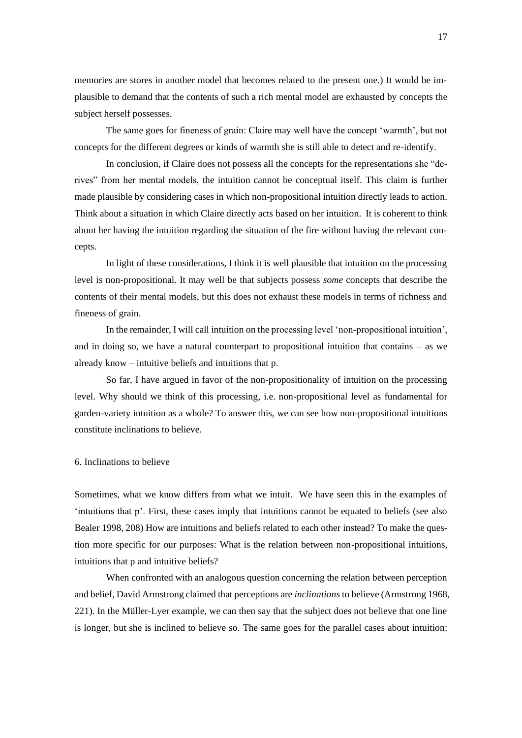memories are stores in another model that becomes related to the present one.) It would be implausible to demand that the contents of such a rich mental model are exhausted by concepts the subject herself possesses.

The same goes for fineness of grain: Claire may well have the concept 'warmth', but not concepts for the different degrees or kinds of warmth she is still able to detect and re-identify.

In conclusion, if Claire does not possess all the concepts for the representations she "derives" from her mental models, the intuition cannot be conceptual itself. This claim is further made plausible by considering cases in which non-propositional intuition directly leads to action. Think about a situation in which Claire directly acts based on her intuition. It is coherent to think about her having the intuition regarding the situation of the fire without having the relevant concepts.

In light of these considerations, I think it is well plausible that intuition on the processing level is non-propositional. It may well be that subjects possess *some* concepts that describe the contents of their mental models, but this does not exhaust these models in terms of richness and fineness of grain.

In the remainder, I will call intuition on the processing level 'non-propositional intuition', and in doing so, we have a natural counterpart to propositional intuition that contains – as we already know – intuitive beliefs and intuitions that p.

So far, I have argued in favor of the non-propositionality of intuition on the processing level. Why should we think of this processing, i.e. non-propositional level as fundamental for garden-variety intuition as a whole? To answer this, we can see how non-propositional intuitions constitute inclinations to believe.

## 6. Inclinations to believe

Sometimes, what we know differs from what we intuit. We have seen this in the examples of 'intuitions that p'. First, these cases imply that intuitions cannot be equated to beliefs (see also Bealer 1998, 208) How are intuitions and beliefs related to each other instead? To make the question more specific for our purposes: What is the relation between non-propositional intuitions, intuitions that p and intuitive beliefs?

When confronted with an analogous question concerning the relation between perception and belief, David Armstrong claimed that perceptions are *inclinations* to believe (Armstrong 1968, 221). In the Müller-Lyer example, we can then say that the subject does not believe that one line is longer, but she is inclined to believe so. The same goes for the parallel cases about intuition: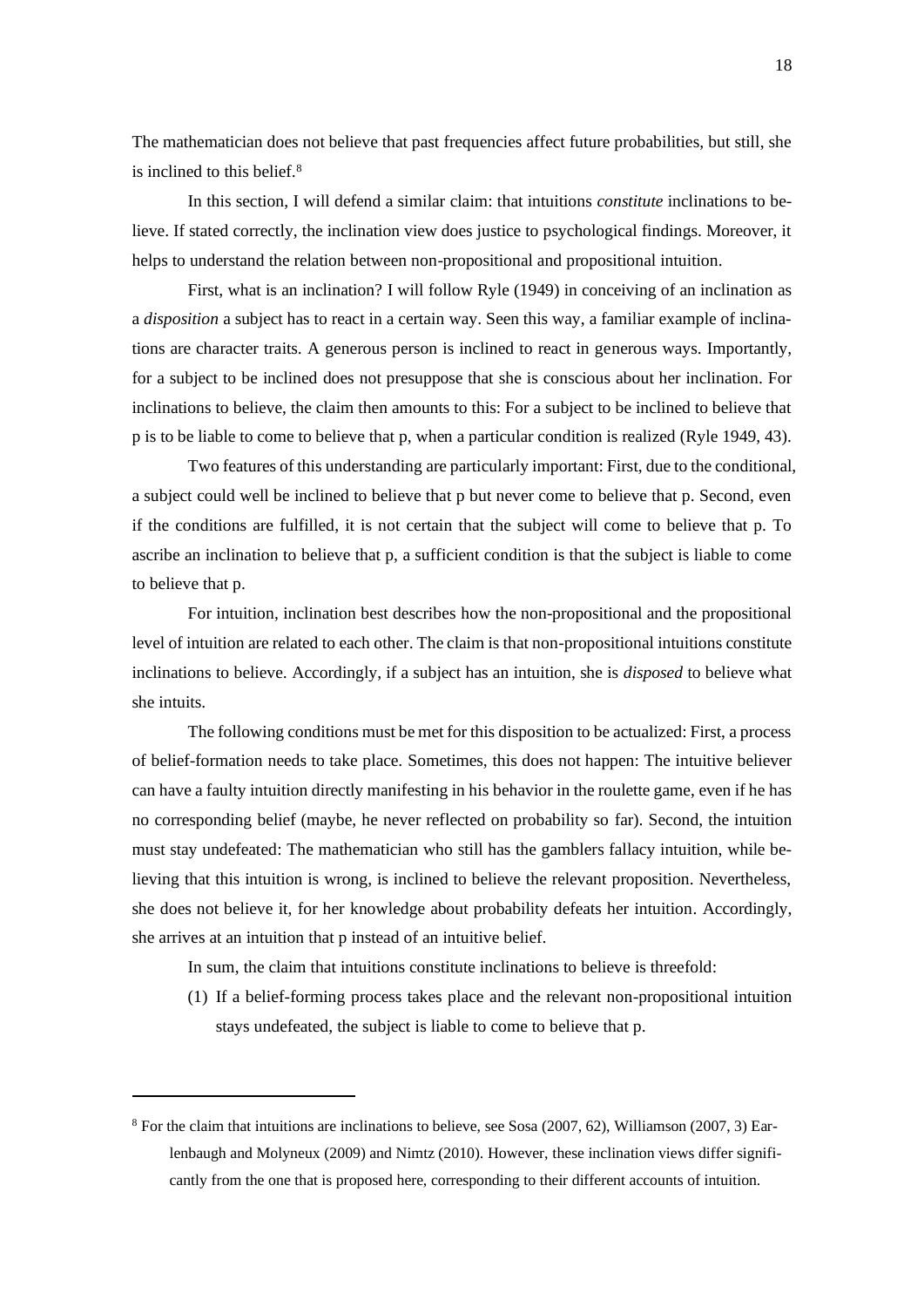The mathematician does not believe that past frequencies affect future probabilities, but still, she is inclined to this belief.[8]

In this section, I will defend a similar claim: that intuitions *constitute* inclinations to believe. If stated correctly, the inclination view does justice to psychological findings. Moreover, it helps to understand the relation between non-propositional and propositional intuition.

First, what is an inclination? I will follow Ryle (1949) in conceiving of an inclination as a *disposition* a subject has to react in a certain way. Seen this way, a familiar example of inclinations are character traits. A generous person is inclined to react in generous ways. Importantly, for a subject to be inclined does not presuppose that she is conscious about her inclination. For inclinations to believe, the claim then amounts to this: For a subject to be inclined to believe that p is to be liable to come to believe that p, when a particular condition is realized (Ryle 1949, 43).

Two features of this understanding are particularly important: First, due to the conditional, a subject could well be inclined to believe that p but never come to believe that p. Second, even if the conditions are fulfilled, it is not certain that the subject will come to believe that p. To ascribe an inclination to believe that p, a sufficient condition is that the subject is liable to come to believe that p.

For intuition, inclination best describes how the non-propositional and the propositional level of intuition are related to each other. The claim is that non-propositional intuitions constitute inclinations to believe. Accordingly, if a subject has an intuition, she is *disposed* to believe what she intuits.

The following conditions must be met for this disposition to be actualized: First, a process of belief-formation needs to take place. Sometimes, this does not happen: The intuitive believer can have a faulty intuition directly manifesting in his behavior in the roulette game, even if he has no corresponding belief (maybe, he never reflected on probability so far). Second, the intuition must stay undefeated: The mathematician who still has the gamblers fallacy intuition, while believing that this intuition is wrong, is inclined to believe the relevant proposition. Nevertheless, she does not believe it, for her knowledge about probability defeats her intuition. Accordingly, she arrives at an intuition that p instead of an intuitive belief.

In sum, the claim that intuitions constitute inclinations to believe is threefold:

(1) If a belief-forming process takes place and the relevant non-propositional intuition stays undefeated, the subject is liable to come to believe that p.

[8] For the claim that intuitions are inclinations to believe, see Sosa (2007, 62), Williamson (2007, 3) Earlenbaugh and Molyneux (2009) and Nimtz (2010). However, these inclination views differ significantly from the one that is proposed here, corresponding to their different accounts of intuition.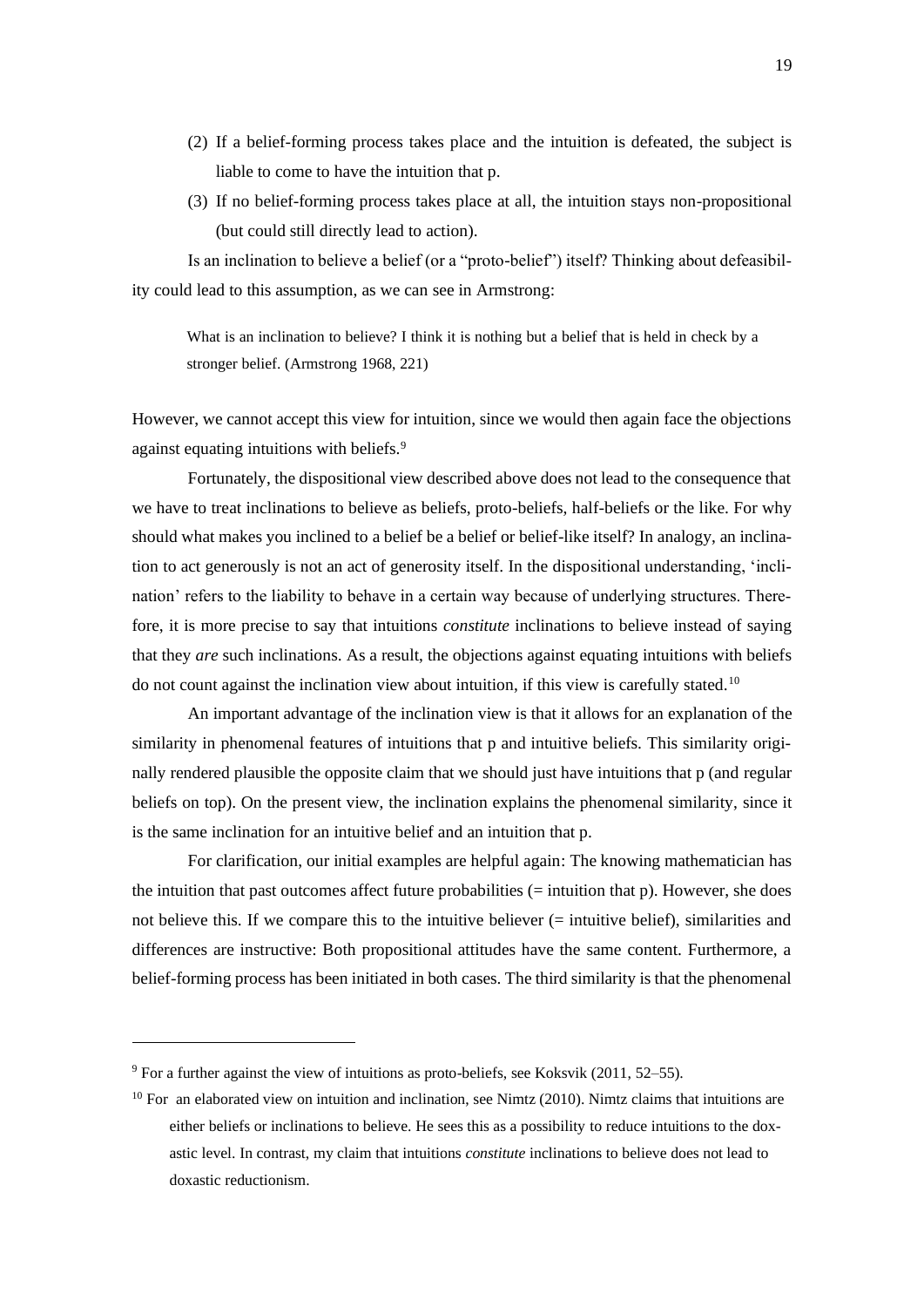(2) If a belief-forming process takes place and the intuition is defeated, the subject is liable to come to have the intuition that p.

(3) If no belief-forming process takes place at all, the intuition stays non-propositional (but could still directly lead to action).

Is an inclination to believe a belief (or a "proto-belief") itself? Thinking about defeasibility could lead to this assumption, as we can see in Armstrong:

> What is an inclination to believe? I think it is nothing but a belief that is held in check by a stronger belief. (Armstrong 1968, 221)

However, we cannot accept this view for intuition, since we would then again face the objections against equating intuitions with beliefs.[9]

Fortunately, the dispositional view described above does not lead to the consequence that we have to treat inclinations to believe as beliefs, proto-beliefs, half-beliefs or the like. For why should what makes you inclined to a belief be a belief or belief-like itself? In analogy, an inclination to act generously is not an act of generosity itself. In the dispositional understanding, 'inclination' refers to the liability to behave in a certain way because of underlying structures. Therefore, it is more precise to say that intuitions *constitute* inclinations to believe instead of saying that they *are* such inclinations. As a result, the objections against equating intuitions with beliefs do not count against the inclination view about intuition, if this view is carefully stated.[10]

An important advantage of the inclination view is that it allows for an explanation of the similarity in phenomenal features of intuitions that p and intuitive beliefs. This similarity originally rendered plausible the opposite claim that we should just have intuitions that p (and regular beliefs on top). On the present view, the inclination explains the phenomenal similarity, since it is the same inclination for an intuitive belief and an intuition that p.

For clarification, our initial examples are helpful again: The knowing mathematician has the intuition that past outcomes affect future probabilities (= intuition that p). However, she does not believe this. If we compare this to the intuitive believer (= intuitive belief), similarities and differences are instructive: Both propositional attitudes have the same content. Furthermore, a belief-forming process has been initiated in both cases. The third similarity is that the phenomenal

---

[9] For a further against the view of intuitions as proto-beliefs, see Koksvik (2011, 52–55).

[10] For an elaborated view on intuition and inclination, see Nimtz (2010). Nimtz claims that intuitions are either beliefs or inclinations to believe. He sees this as a possibility to reduce intuitions to the doxastic level. In contrast, my claim that intuitions *constitute* inclinations to believe does not lead to doxastic reductionism.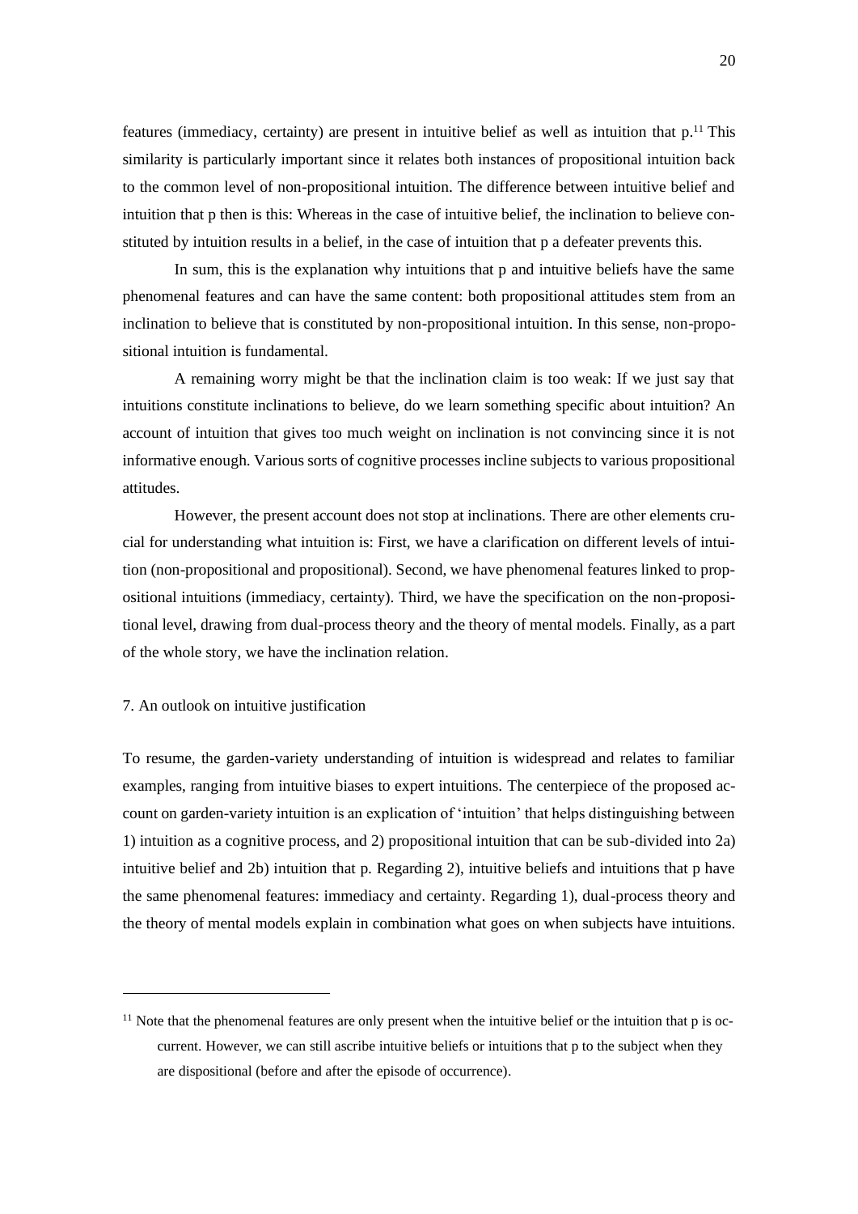features (immediacy, certainty) are present in intuitive belief as well as intuition that p.[11] This similarity is particularly important since it relates both instances of propositional intuition back to the common level of non-propositional intuition. The difference between intuitive belief and intuition that p then is this: Whereas in the case of intuitive belief, the inclination to believe constituted by intuition results in a belief, in the case of intuition that p a defeater prevents this.

In sum, this is the explanation why intuitions that p and intuitive beliefs have the same phenomenal features and can have the same content: both propositional attitudes stem from an inclination to believe that is constituted by non-propositional intuition. In this sense, non-propositional intuition is fundamental.

A remaining worry might be that the inclination claim is too weak: If we just say that intuitions constitute inclinations to believe, do we learn something specific about intuition? An account of intuition that gives too much weight on inclination is not convincing since it is not informative enough. Various sorts of cognitive processes incline subjects to various propositional attitudes.

However, the present account does not stop at inclinations. There are other elements crucial for understanding what intuition is: First, we have a clarification on different levels of intuition (non-propositional and propositional). Second, we have phenomenal features linked to propositional intuitions (immediacy, certainty). Third, we have the specification on the non-propositional level, drawing from dual-process theory and the theory of mental models. Finally, as a part of the whole story, we have the inclination relation.

## 7. An outlook on intuitive justification

To resume, the garden-variety understanding of intuition is widespread and relates to familiar examples, ranging from intuitive biases to expert intuitions. The centerpiece of the proposed account on garden-variety intuition is an explication of 'intuition' that helps distinguishing between 1) intuition as a cognitive process, and 2) propositional intuition that can be sub-divided into 2a) intuitive belief and 2b) intuition that p. Regarding 2), intuitive beliefs and intuitions that p have the same phenomenal features: immediacy and certainty. Regarding 1), dual-process theory and the theory of mental models explain in combination what goes on when subjects have intuitions.

[11] Note that the phenomenal features are only present when the intuitive belief or the intuition that p is occurrent. However, we can still ascribe intuitive beliefs or intuitions that p to the subject when they are dispositional (before and after the episode of occurrence).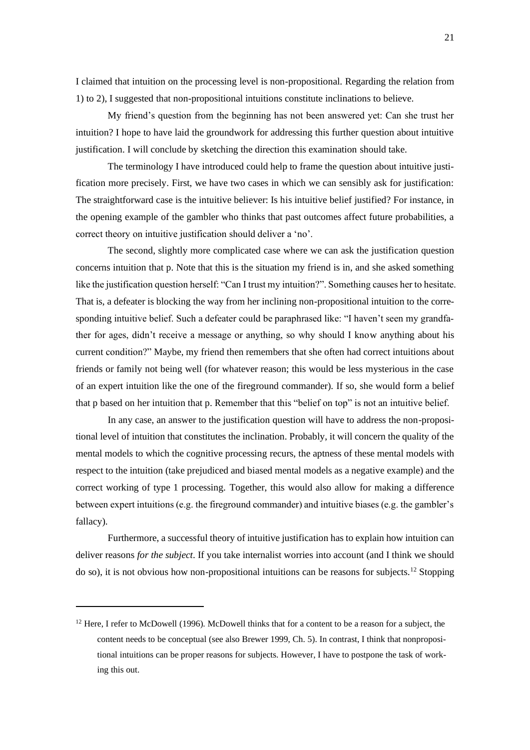I claimed that intuition on the processing level is non-propositional. Regarding the relation from 1) to 2), I suggested that non-propositional intuitions constitute inclinations to believe.

My friend's question from the beginning has not been answered yet: Can she trust her intuition? I hope to have laid the groundwork for addressing this further question about intuitive justification. I will conclude by sketching the direction this examination should take.

The terminology I have introduced could help to frame the question about intuitive justification more precisely. First, we have two cases in which we can sensibly ask for justification: The straightforward case is the intuitive believer: Is his intuitive belief justified? For instance, in the opening example of the gambler who thinks that past outcomes affect future probabilities, a correct theory on intuitive justification should deliver a 'no'.

The second, slightly more complicated case where we can ask the justification question concerns intuition that p. Note that this is the situation my friend is in, and she asked something like the justification question herself: "Can I trust my intuition?". Something causes her to hesitate. That is, a defeater is blocking the way from her inclining non-propositional intuition to the corresponding intuitive belief. Such a defeater could be paraphrased like: "I haven't seen my grandfather for ages, didn't receive a message or anything, so why should I know anything about his current condition?" Maybe, my friend then remembers that she often had correct intuitions about friends or family not being well (for whatever reason; this would be less mysterious in the case of an expert intuition like the one of the fireground commander). If so, she would form a belief that p based on her intuition that p. Remember that this "belief on top" is not an intuitive belief.

In any case, an answer to the justification question will have to address the non-propositional level of intuition that constitutes the inclination. Probably, it will concern the quality of the mental models to which the cognitive processing recurs, the aptness of these mental models with respect to the intuition (take prejudiced and biased mental models as a negative example) and the correct working of type 1 processing. Together, this would also allow for making a difference between expert intuitions (e.g. the fireground commander) and intuitive biases (e.g. the gambler's fallacy).

Furthermore, a successful theory of intuitive justification has to explain how intuition can deliver reasons *for the subject*. If you take internalist worries into account (and I think we should do so), it is not obvious how non-propositional intuitions can be reasons for subjects.[12] Stopping

[12] Here, I refer to McDowell (1996). McDowell thinks that for a content to be a reason for a subject, the content needs to be conceptual (see also Brewer 1999, Ch. 5). In contrast, I think that nonpropositional intuitions can be proper reasons for subjects. However, I have to postpone the task of working this out.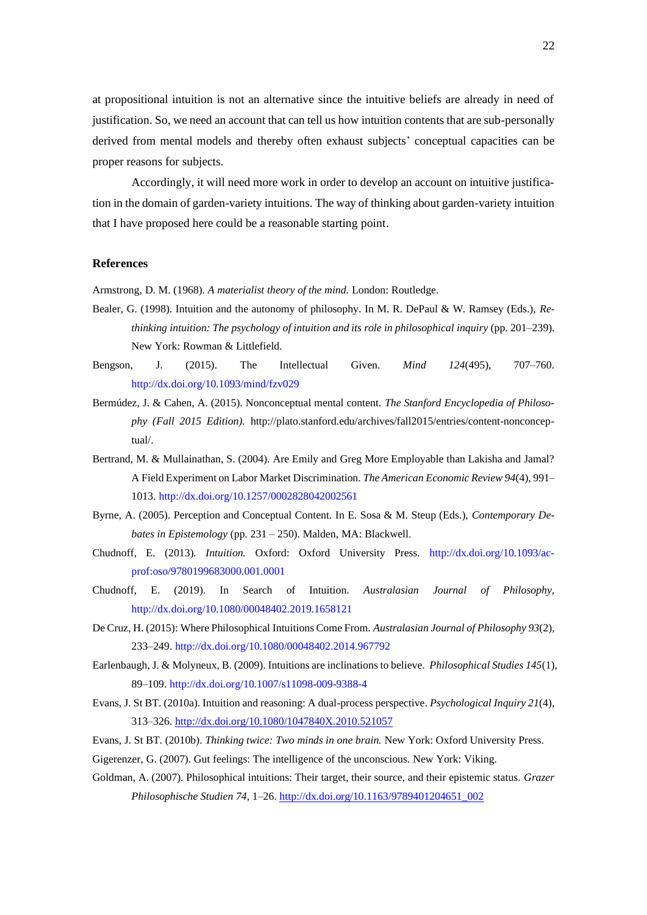at propositional intuition is not an alternative since the intuitive beliefs are already in need of justification. So, we need an account that can tell us how intuition contents that are sub-personally derived from mental models and thereby often exhaust subjects' conceptual capacities can be proper reasons for subjects.

Accordingly, it will need more work in order to develop an account on intuitive justification in the domain of garden-variety intuitions. The way of thinking about garden-variety intuition that I have proposed here could be a reasonable starting point.

### References

Armstrong, D. M. (1968). *A materialist theory of the mind.* London: Routledge.

Bealer, G. (1998). Intuition and the autonomy of philosophy. In M. R. DePaul & W. Ramsey (Eds.), *Rethinking intuition: The psychology of intuition and its role in philosophical inquiry* (pp. 201–239). New York: Rowman & Littlefield.

Bengson, J. (2015). The Intellectual Given. *Mind* *124*(495), 707–760. http://dx.doi.org/10.1093/mind/fzv029

Bermúdez, J. & Cahen, A. (2015). Nonconceptual mental content. *The Stanford Encyclopedia of Philosophy (Fall 2015 Edition).* http://plato.stanford.edu/archives/fall2015/entries/content-nonconceptual/.

Bertrand, M. & Mullainathan, S. (2004). Are Emily and Greg More Employable than Lakisha and Jamal? A Field Experiment on Labor Market Discrimination. *The American Economic Review 94*(4), 991–1013. http://dx.doi.org/10.1257/0002828042002561

Byrne, A. (2005). Perception and Conceptual Content. In E. Sosa & M. Steup (Eds.), *Contemporary Debates in Epistemology* (pp. 231 – 250). Malden, MA: Blackwell.

Chudnoff, E. (2013). *Intuition.* Oxford: Oxford University Press. http://dx.doi.org/10.1093/acprof:oso/9780199683000.001.0001

Chudnoff, E. (2019). In Search of Intuition. *Australasian Journal of Philosophy*, http://dx.doi.org/10.1080/00048402.2019.1658121

De Cruz, H. (2015): Where Philosophical Intuitions Come From. *Australasian Journal of Philosophy 93*(2), 233–249. http://dx.doi.org/10.1080/00048402.2014.967792

Earlenbaugh, J. & Molyneux, B. (2009). Intuitions are inclinations to believe. *Philosophical Studies 145*(1), 89–109. http://dx.doi.org/10.1007/s11098-009-9388-4

Evans, J. St BT. (2010a). Intuition and reasoning: A dual-process perspective. *Psychological Inquiry 21*(4), 313–326. http://dx.doi.org/10.1080/1047840X.2010.521057

Evans, J. St BT. (2010b). *Thinking twice: Two minds in one brain.* New York: Oxford University Press.

Gigerenzer, G. (2007). Gut feelings: The intelligence of the unconscious. New York: Viking.

Goldman, A. (2007). Philosophical intuitions: Their target, their source, and their epistemic status. *Grazer Philosophische Studien 74*, 1–26. http://dx.doi.org/10.1163/9789401204651_002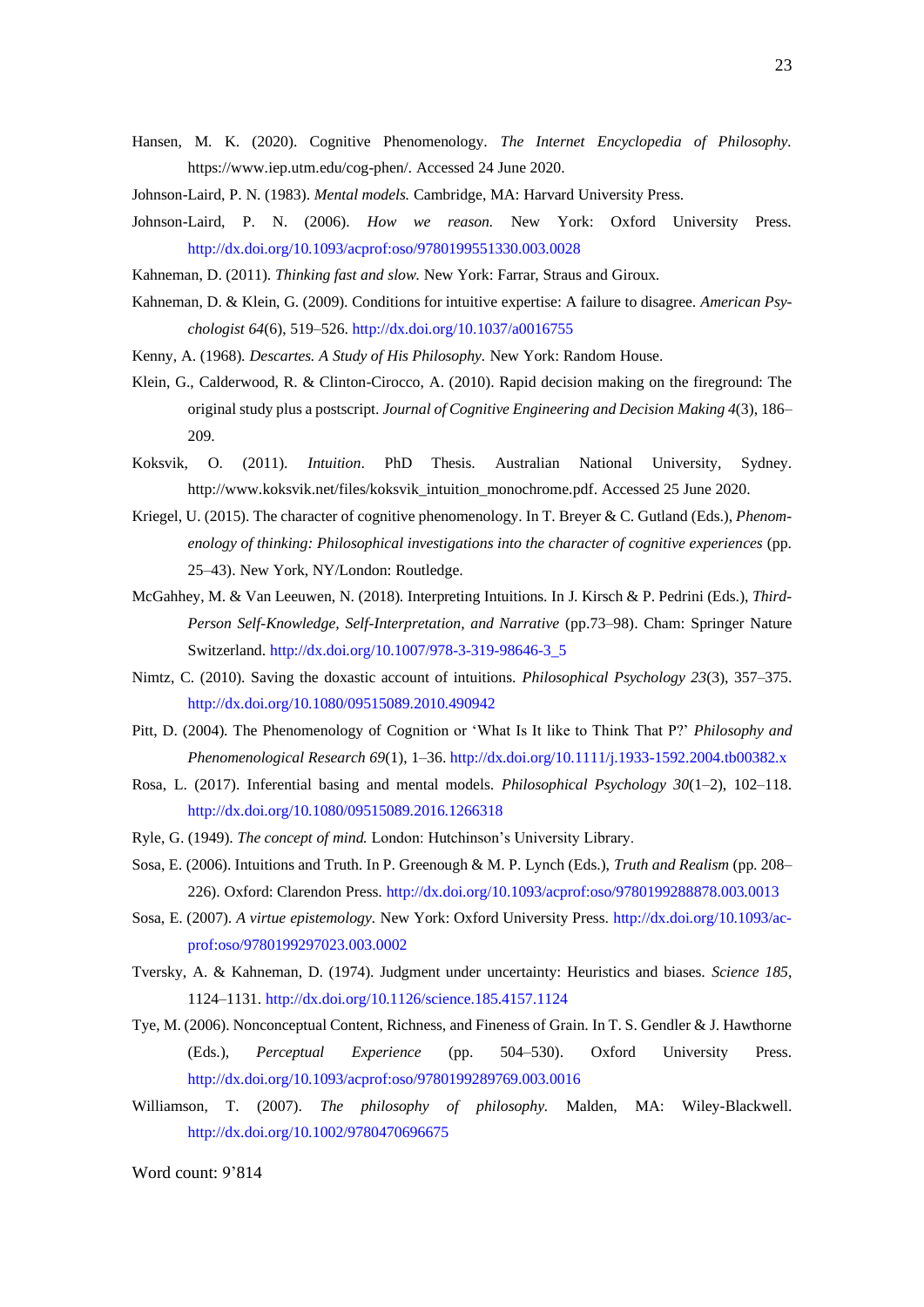Hansen, M. K. (2020). Cognitive Phenomenology. *The Internet Encyclopedia of Philosophy*. https://www.iep.utm.edu/cog-phen/. Accessed 24 June 2020.

Johnson-Laird, P. N. (1983). *Mental models.* Cambridge, MA: Harvard University Press.

Johnson-Laird, P. N. (2006). *How we reason.* New York: Oxford University Press. http://dx.doi.org/10.1093/acprof:oso/9780199551330.003.0028

Kahneman, D. (2011). *Thinking fast and slow.* New York: Farrar, Straus and Giroux.

Kahneman, D. & Klein, G. (2009). Conditions for intuitive expertise: A failure to disagree. *American Psychologist 64*(6), 519–526. http://dx.doi.org/10.1037/a0016755

Kenny, A. (1968). *Descartes. A Study of His Philosophy.* New York: Random House.

Klein, G., Calderwood, R. & Clinton-Cirocco, A. (2010). Rapid decision making on the fireground: The original study plus a postscript. *Journal of Cognitive Engineering and Decision Making 4*(3), 186–209.

Koksvik, O. (2011). *Intuition*. PhD Thesis. Australian National University, Sydney. http://www.koksvik.net/files/koksvik_intuition_monochrome.pdf. Accessed 25 June 2020.

Kriegel, U. (2015). The character of cognitive phenomenology. In T. Breyer & C. Gutland (Eds.), *Phenomenology of thinking: Philosophical investigations into the character of cognitive experiences* (pp. 25–43). New York, NY/London: Routledge.

McGahhey, M. & Van Leeuwen, N. (2018). Interpreting Intuitions. In J. Kirsch & P. Pedrini (Eds.), *Third-Person Self-Knowledge, Self-Interpretation, and Narrative* (pp.73–98). Cham: Springer Nature Switzerland. http://dx.doi.org/10.1007/978-3-319-98646-3_5

Nimtz, C. (2010). Saving the doxastic account of intuitions. *Philosophical Psychology 23*(3), 357–375. http://dx.doi.org/10.1080/09515089.2010.490942

Pitt, D. (2004). The Phenomenology of Cognition or 'What Is It like to Think That P?' *Philosophy and Phenomenological Research 69*(1), 1–36. http://dx.doi.org/10.1111/j.1933-1592.2004.tb00382.x

Rosa, L. (2017). Inferential basing and mental models. *Philosophical Psychology 30*(1–2), 102–118. http://dx.doi.org/10.1080/09515089.2016.1266318

Ryle, G. (1949). *The concept of mind.* London: Hutchinson's University Library.

Sosa, E. (2006). Intuitions and Truth. In P. Greenough & M. P. Lynch (Eds.), *Truth and Realism* (pp. 208–226). Oxford: Clarendon Press. http://dx.doi.org/10.1093/acprof:oso/9780199288878.003.0013

Sosa, E. (2007). *A virtue epistemology*. New York: Oxford University Press. http://dx.doi.org/10.1093/acprof:oso/9780199297023.003.0002

Tversky, A. & Kahneman, D. (1974). Judgment under uncertainty: Heuristics and biases. *Science 185*, 1124–1131. http://dx.doi.org/10.1126/science.185.4157.1124

Tye, M. (2006). Nonconceptual Content, Richness, and Fineness of Grain. In T. S. Gendler & J. Hawthorne (Eds.), *Perceptual Experience* (pp. 504–530). Oxford University Press. http://dx.doi.org/10.1093/acprof:oso/9780199289769.003.0016

Williamson, T. (2007). *The philosophy of philosophy.* Malden, MA: Wiley-Blackwell. http://dx.doi.org/10.1002/9780470696675

Word count: 9'814